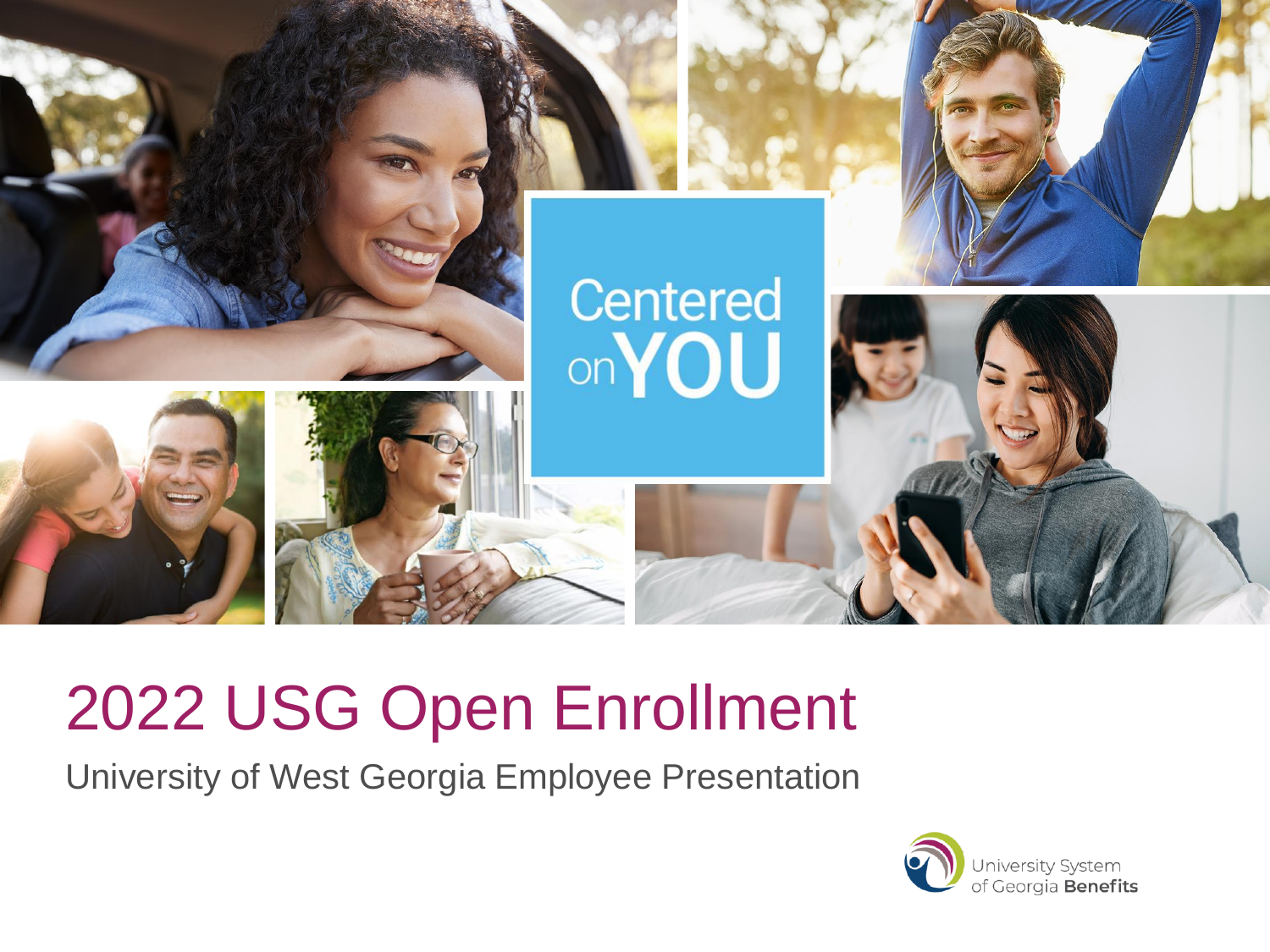Centered on YOU

# 2022 USG Open Enrollment

University of West Georgia Employee Presentation

University System of Georgia **Benefits**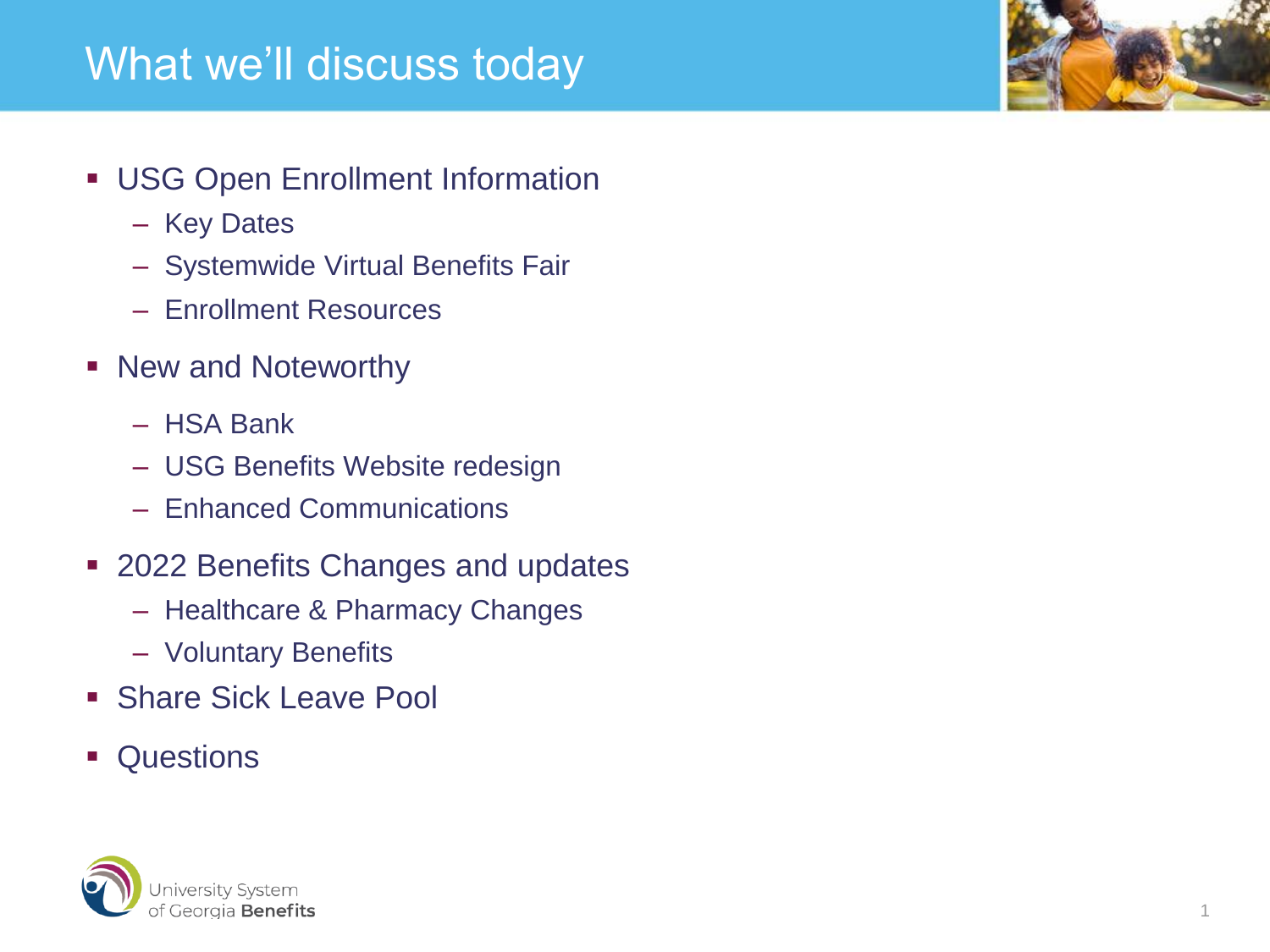# What we'll discuss today

- USG Open Enrollment Information
  - Key Dates
  - Systemwide Virtual Benefits Fair
  - Enrollment Resources
- New and Noteworthy
  - HSA Bank
  - USG Benefits Website redesign
  - Enhanced Communications
- 2022 Benefits Changes and updates
  - Healthcare & Pharmacy Changes
  - Voluntary Benefits
- Share Sick Leave Pool
- Questions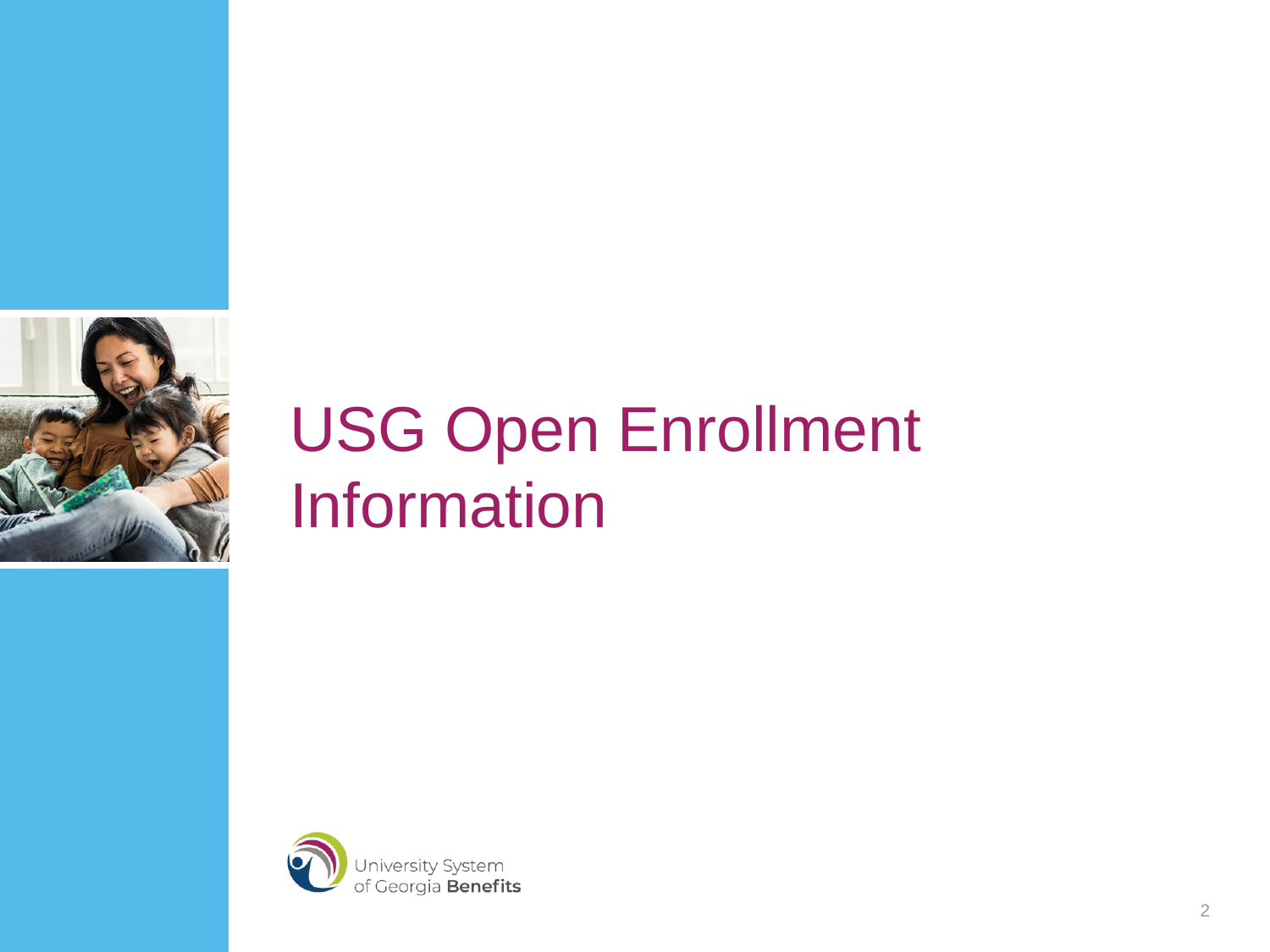# USG Open Enrollment Information

University System of Georgia **Benefits**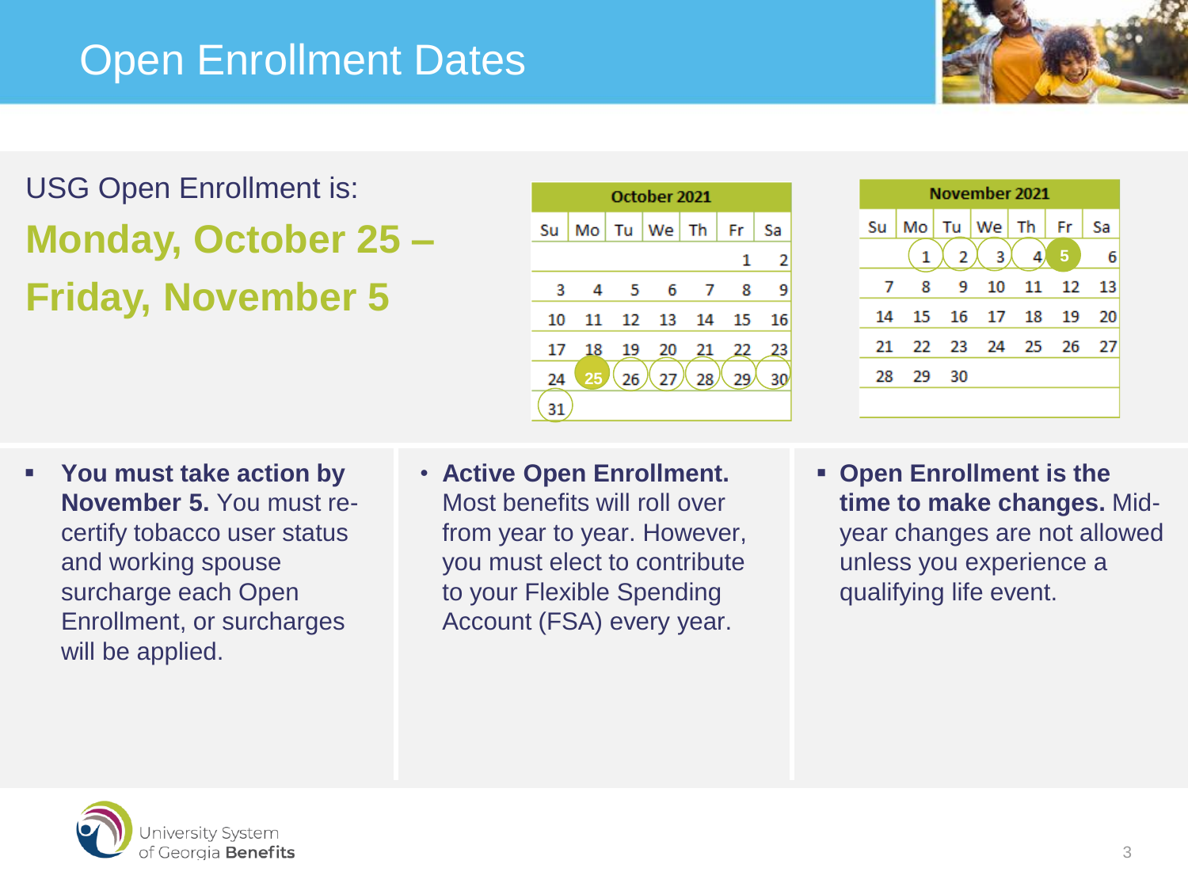# Open Enrollment Dates

USG Open Enrollment is:

**Monday, October 25 – Friday, November 5**

| October 2021 | | | | | | |
|---|---|---|---|---|---|---|
| Su | Mo | Tu | We | Th | Fr | Sa |
| | | | | | 1 | 2 |
| 3 | 4 | 5 | 6 | 7 | 8 | 9 |
| 10 | 11 | 12 | 13 | 14 | 15 | 16 |
| 17 | 18 | 19 | 20 | 21 | 22 | 23 |
| 24 | 25 | 26 | 27 | 28 | 29 | 30 |
| 31 | | | | | | |

| November 2021 | | | | | | |
|---|---|---|---|---|---|---|
| Su | Mo | Tu | We | Th | Fr | Sa |
| | 1 | 2 | 3 | 4 | 5 | 6 |
| 7 | 8 | 9 | 10 | 11 | 12 | 13 |
| 14 | 15 | 16 | 17 | 18 | 19 | 20 |
| 21 | 22 | 23 | 24 | 25 | 26 | 27 |
| 28 | 29 | 30 | | | | |

- **You must take action by November 5.** You must re-certify tobacco user status and working spouse surcharge each Open Enrollment, or surcharges will be applied.

- **Active Open Enrollment.** Most benefits will roll over from year to year. However, you must elect to contribute to your Flexible Spending Account (FSA) every year.

- **Open Enrollment is the time to make changes.** Mid-year changes are not allowed unless you experience a qualifying life event.

University System of Georgia **Benefits**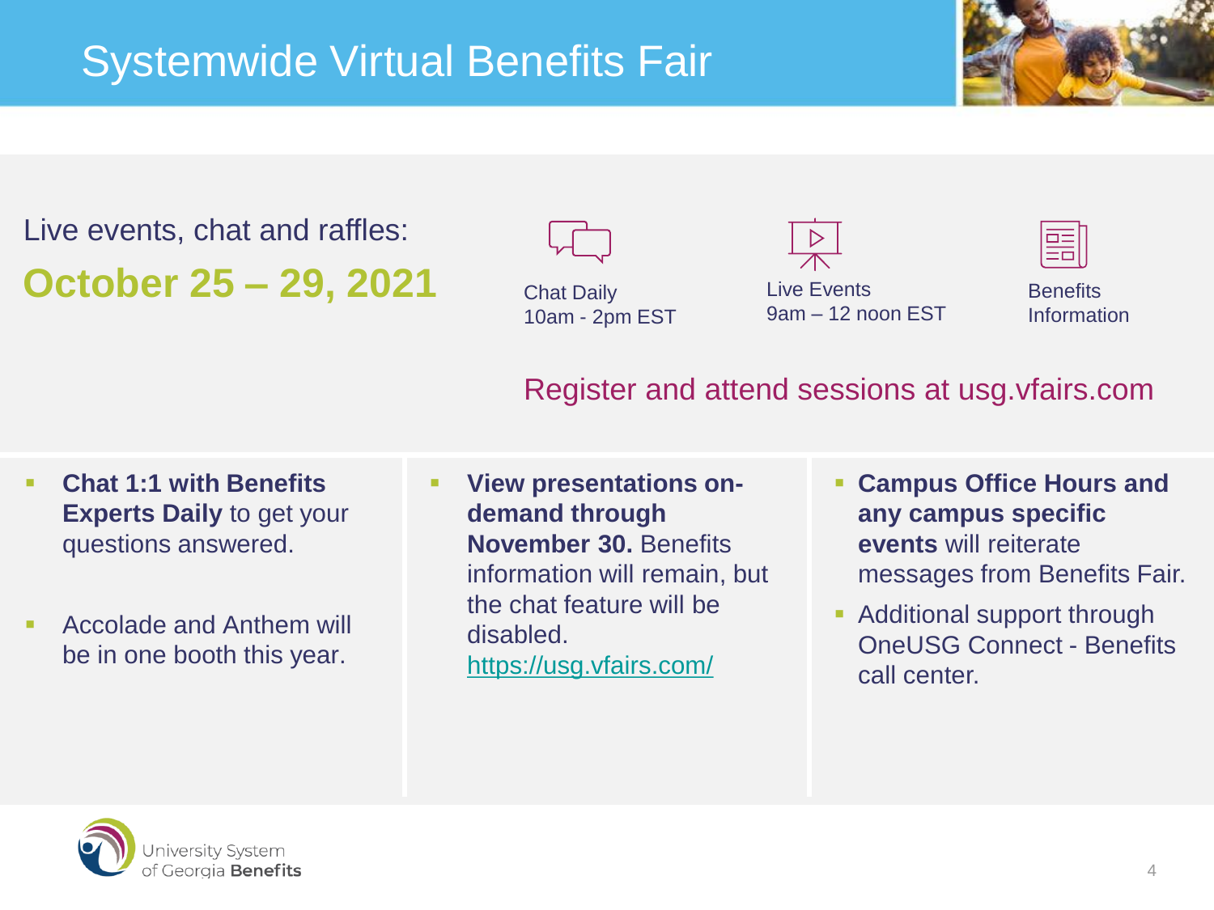# Systemwide Virtual Benefits Fair

Live events, chat and raffles:

**October 25 – 29, 2021**

Chat Daily
10am - 2pm EST

Live Events
9am – 12 noon EST

Benefits
Information

Register and attend sessions at usg.vfairs.com

- **Chat 1:1 with Benefits Experts Daily** to get your questions answered.
- Accolade and Anthem will be in one booth this year.

- **View presentations on-demand through November 30.** Benefits information will remain, but the chat feature will be disabled. https://usg.vfairs.com/

- **Campus Office Hours and any campus specific events** will reiterate messages from Benefits Fair.
- Additional support through OneUSG Connect - Benefits call center.

University System of Georgia **Benefits**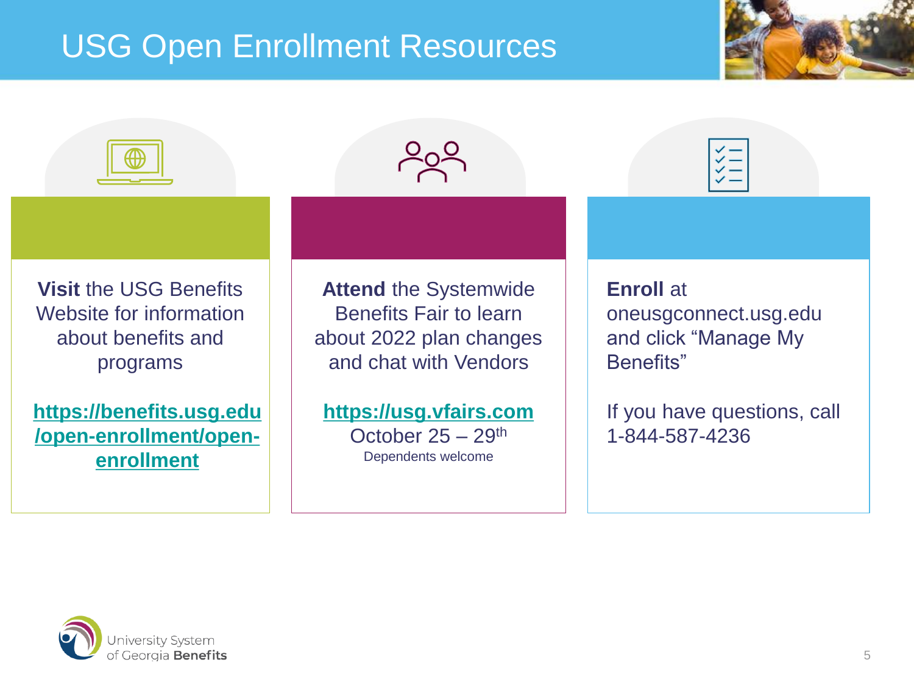# USG Open Enrollment Resources

**Visit** the USG Benefits Website for information about benefits and programs

**https://benefits.usg.edu/open-enrollment/open-enrollment**

**Attend** the Systemwide Benefits Fair to learn about 2022 plan changes and chat with Vendors

**https://usg.vfairs.com**
October 25 – 29th
Dependents welcome

**Enroll** at oneusgconnect.usg.edu and click "Manage My Benefits"

If you have questions, call 1-844-587-4236

University System of Georgia **Benefits**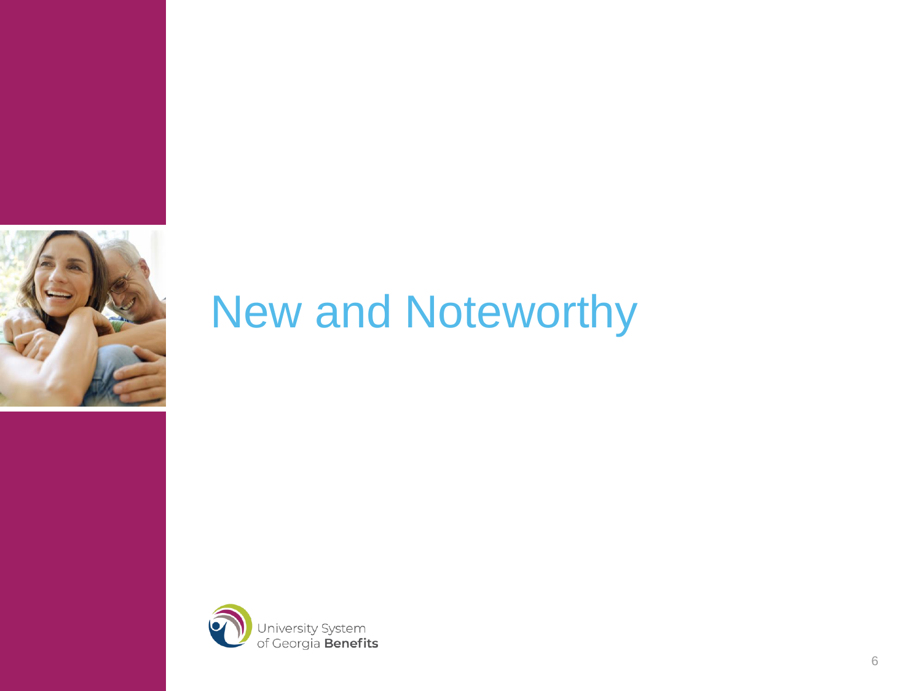# New and Noteworthy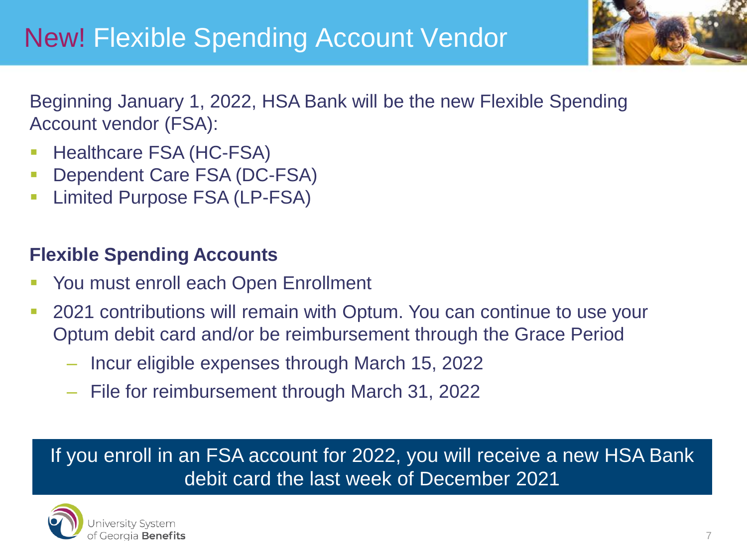# New! Flexible Spending Account Vendor

Beginning January 1, 2022, HSA Bank will be the new Flexible Spending Account vendor (FSA):

- Healthcare FSA (HC-FSA)
- Dependent Care FSA (DC-FSA)
- Limited Purpose FSA (LP-FSA)

**Flexible Spending Accounts**

- You must enroll each Open Enrollment
- 2021 contributions will remain with Optum. You can continue to use your Optum debit card and/or be reimbursement through the Grace Period
  - Incur eligible expenses through March 15, 2022
  - File for reimbursement through March 31, 2022

If you enroll in an FSA account for 2022, you will receive a new HSA Bank debit card the last week of December 2021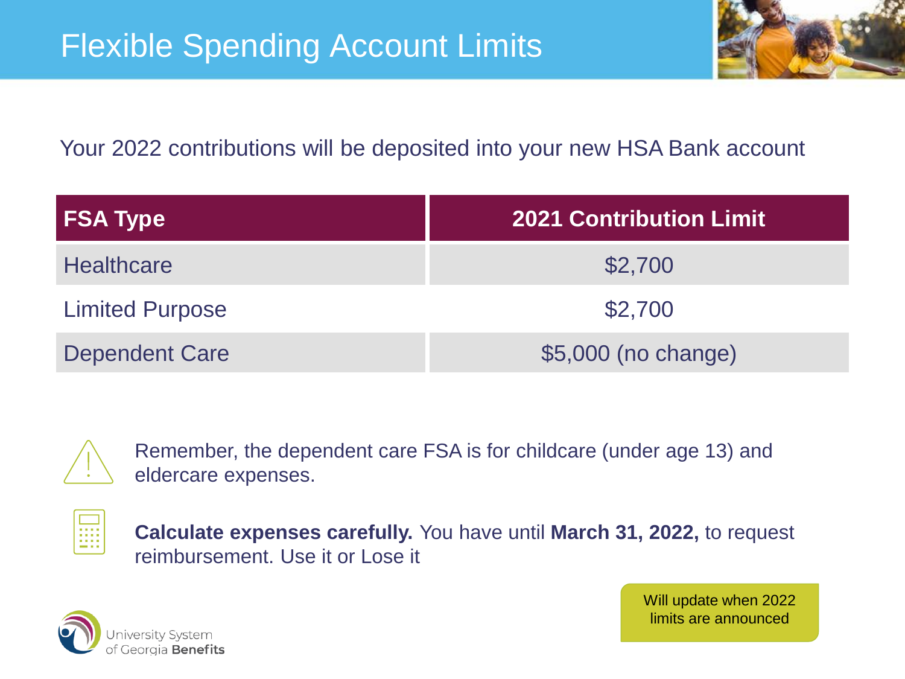# Flexible Spending Account Limits

Your 2022 contributions will be deposited into your new HSA Bank account

| FSA Type | 2021 Contribution Limit |
|---|---|
| Healthcare | $2,700 |
| Limited Purpose | $2,700 |
| Dependent Care | $5,000 (no change) |

Remember, the dependent care FSA is for childcare (under age 13) and eldercare expenses.

**Calculate expenses carefully.** You have until **March 31, 2022,** to request reimbursement. Use it or Lose it

Will update when 2022 limits are announced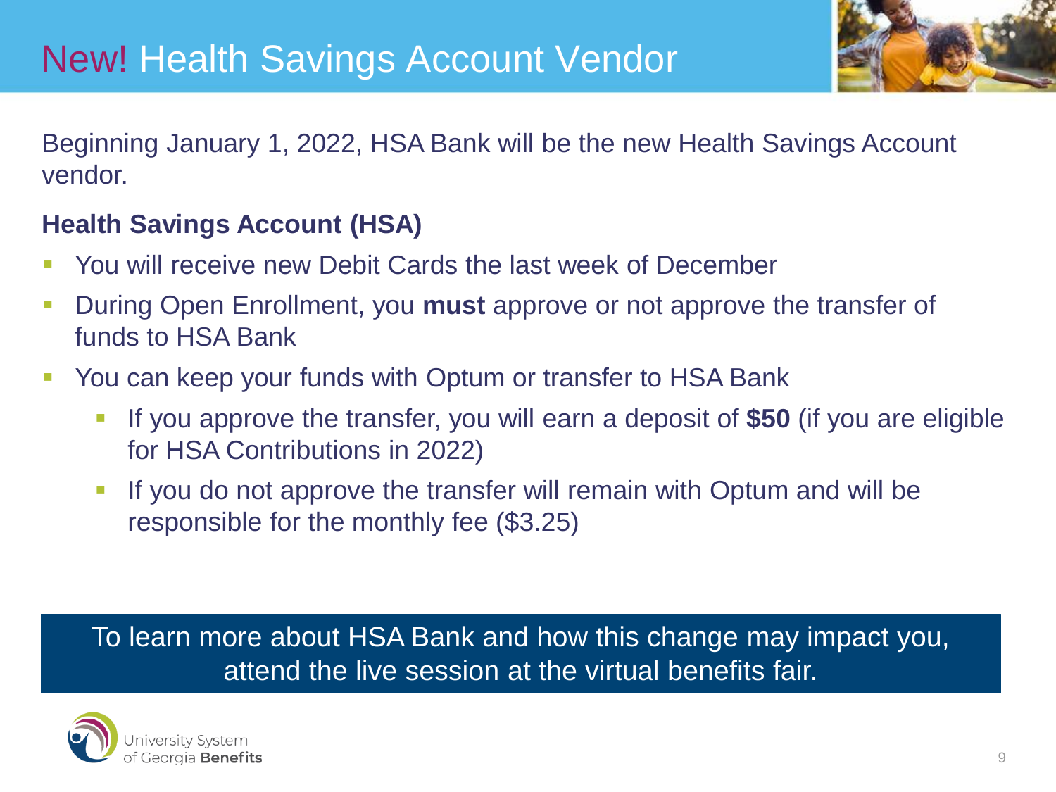# New! Health Savings Account Vendor

Beginning January 1, 2022, HSA Bank will be the new Health Savings Account vendor.

**Health Savings Account (HSA)**

- You will receive new Debit Cards the last week of December
- During Open Enrollment, you **must** approve or not approve the transfer of funds to HSA Bank
- You can keep your funds with Optum or transfer to HSA Bank
  - If you approve the transfer, you will earn a deposit of **$50** (if you are eligible for HSA Contributions in 2022)
  - If you do not approve the transfer will remain with Optum and will be responsible for the monthly fee ($3.25)

To learn more about HSA Bank and how this change may impact you, attend the live session at the virtual benefits fair.

University System of Georgia **Benefits**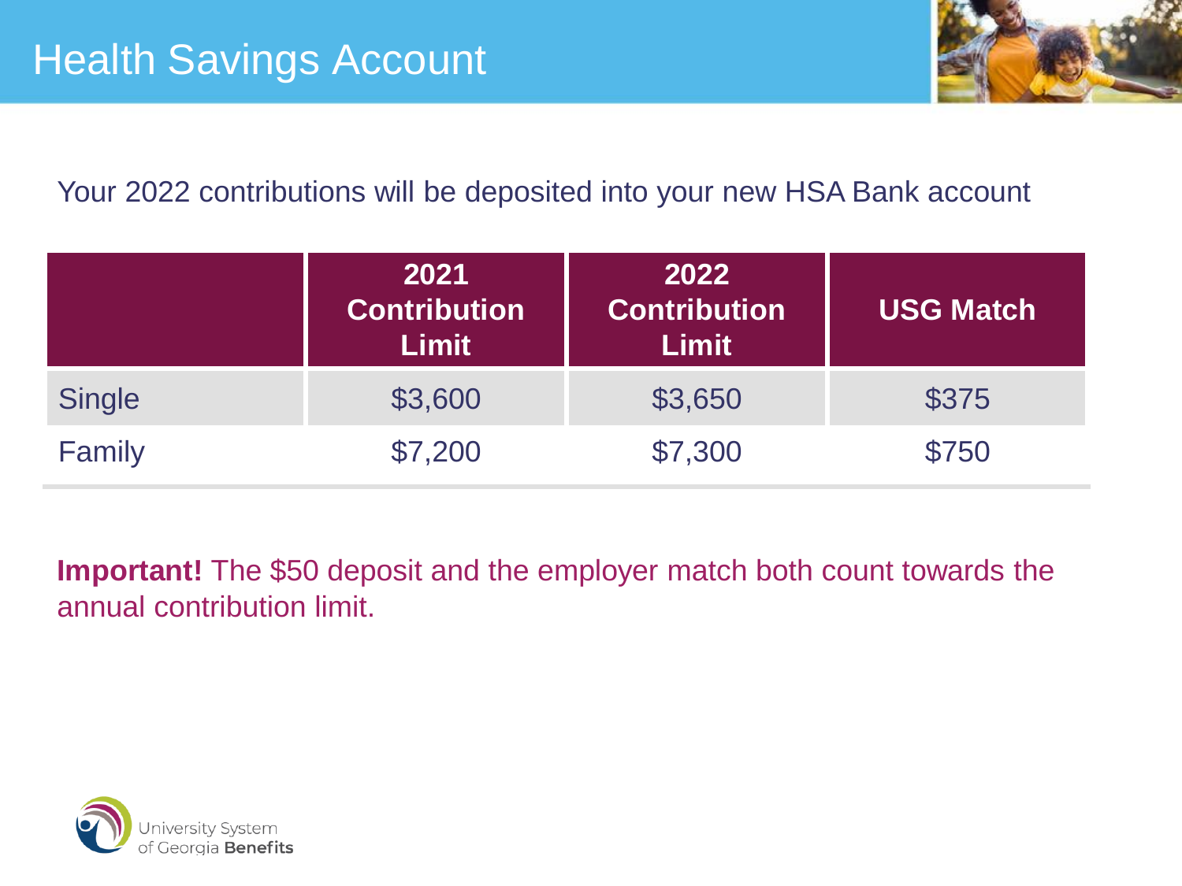# Health Savings Account

Your 2022 contributions will be deposited into your new HSA Bank account

| | 2021 Contribution Limit | 2022 Contribution Limit | USG Match |
|---|---|---|---|
| Single | $3,600 | $3,650 | $375 |
| Family | $7,200 | $7,300 | $750 |

**Important!** The $50 deposit and the employer match both count towards the annual contribution limit.

University System of Georgia **Benefits**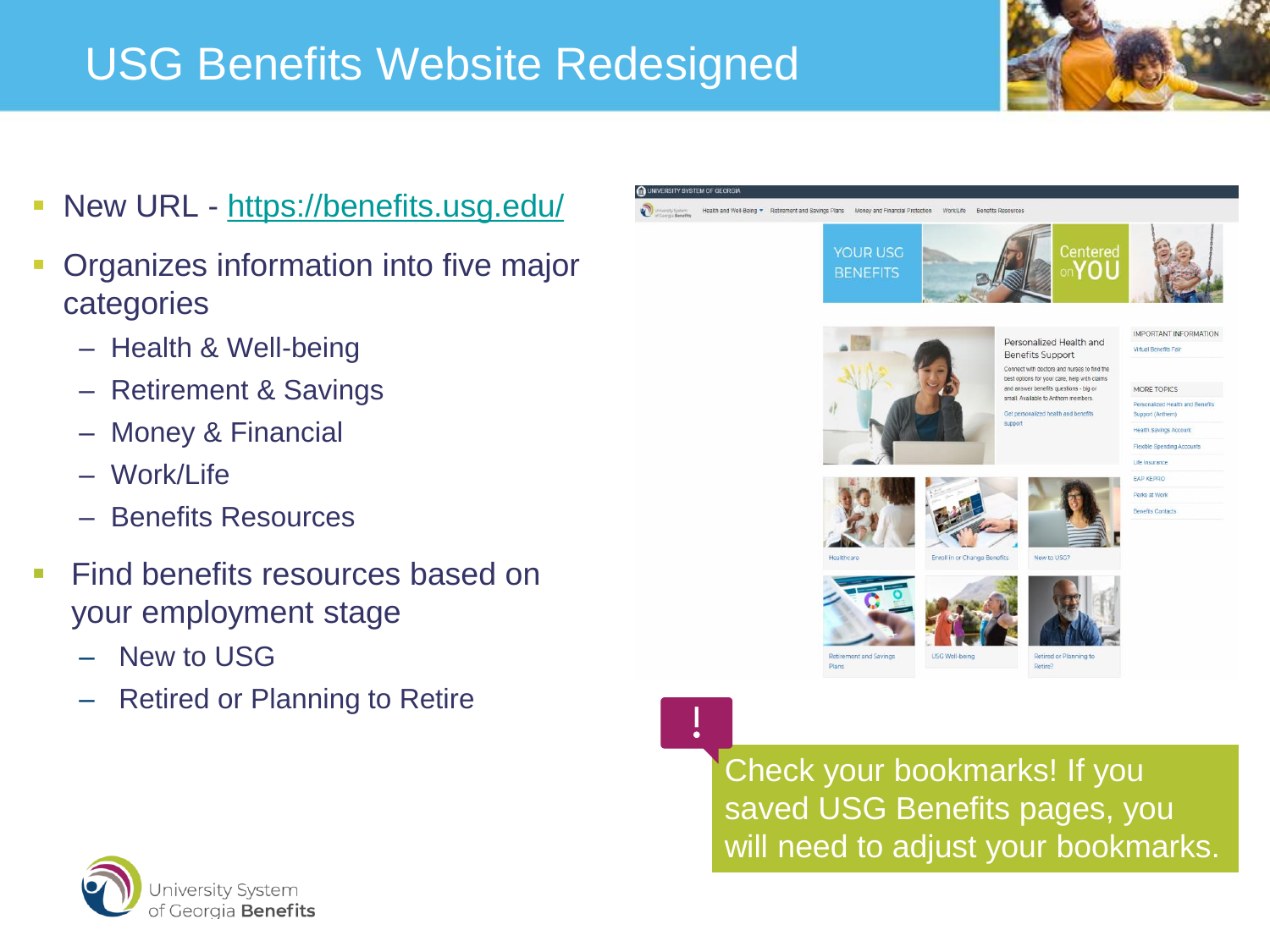# USG Benefits Website Redesigned

- New URL - https://benefits.usg.edu/
- Organizes information into five major categories
  - Health & Well-being
  - Retirement & Savings
  - Money & Financial
  - Work/Life
  - Benefits Resources
- Find benefits resources based on your employment stage
  - New to USG
  - Retired or Planning to Retire

Check your bookmarks! If you saved USG Benefits pages, you will need to adjust your bookmarks.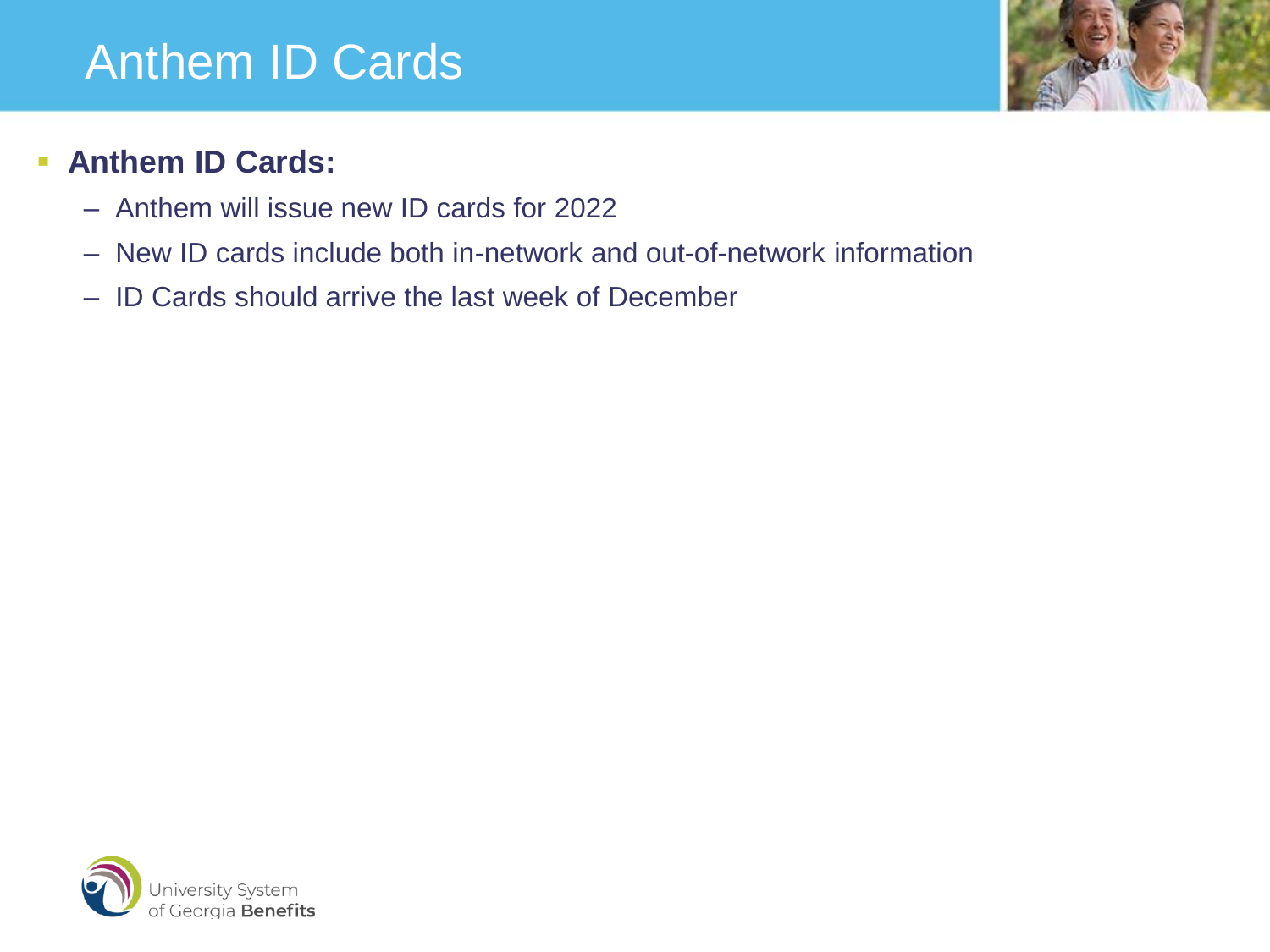# Anthem ID Cards

- **Anthem ID Cards:**
  - Anthem will issue new ID cards for 2022
  - New ID cards include both in-network and out-of-network information
  - ID Cards should arrive the last week of December

University System of Georgia **Benefits**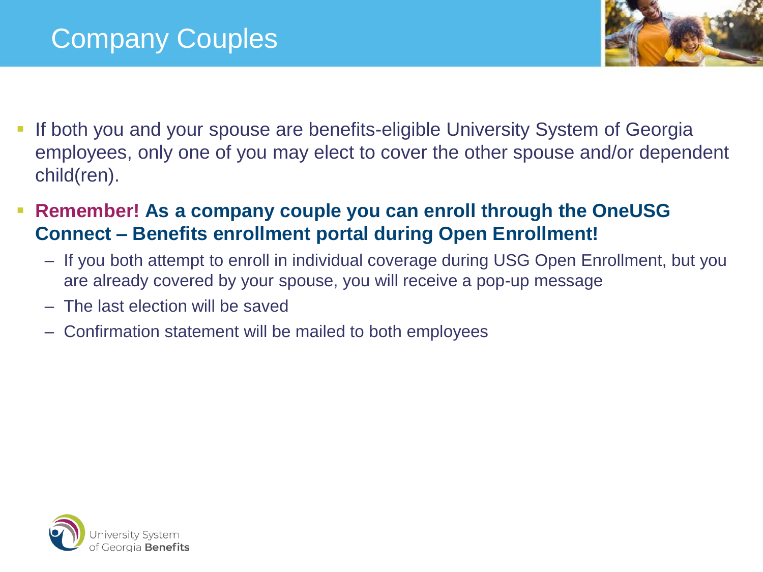# Company Couples

- If both you and your spouse are benefits-eligible University System of Georgia employees, only one of you may elect to cover the other spouse and/or dependent child(ren).
- **Remember! As a company couple you can enroll through the OneUSG Connect – Benefits enrollment portal during Open Enrollment!**
  - If you both attempt to enroll in individual coverage during USG Open Enrollment, but you are already covered by your spouse, you will receive a pop-up message
  - The last election will be saved
  - Confirmation statement will be mailed to both employees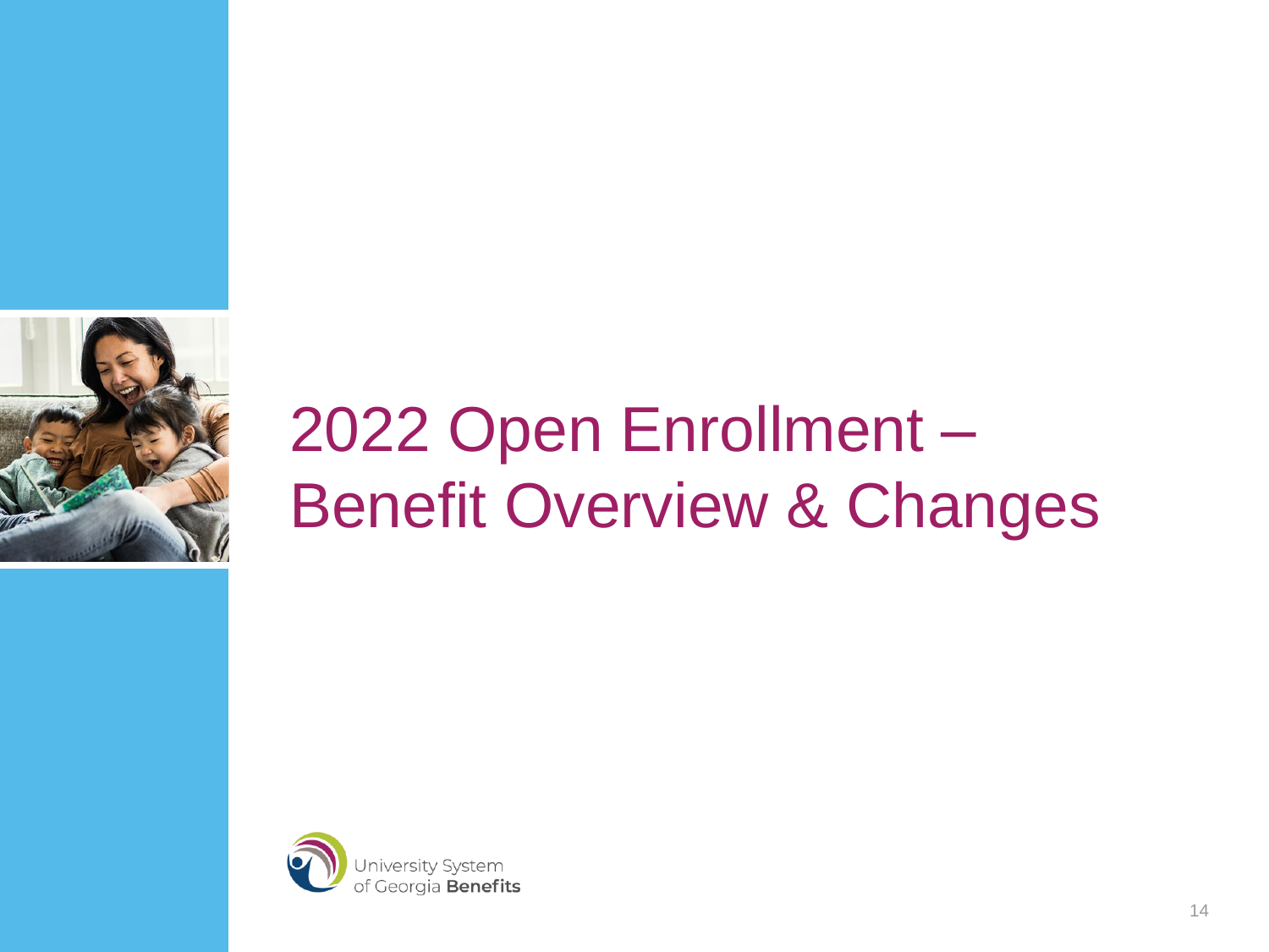# 2022 Open Enrollment – Benefit Overview & Changes

University System of Georgia **Benefits**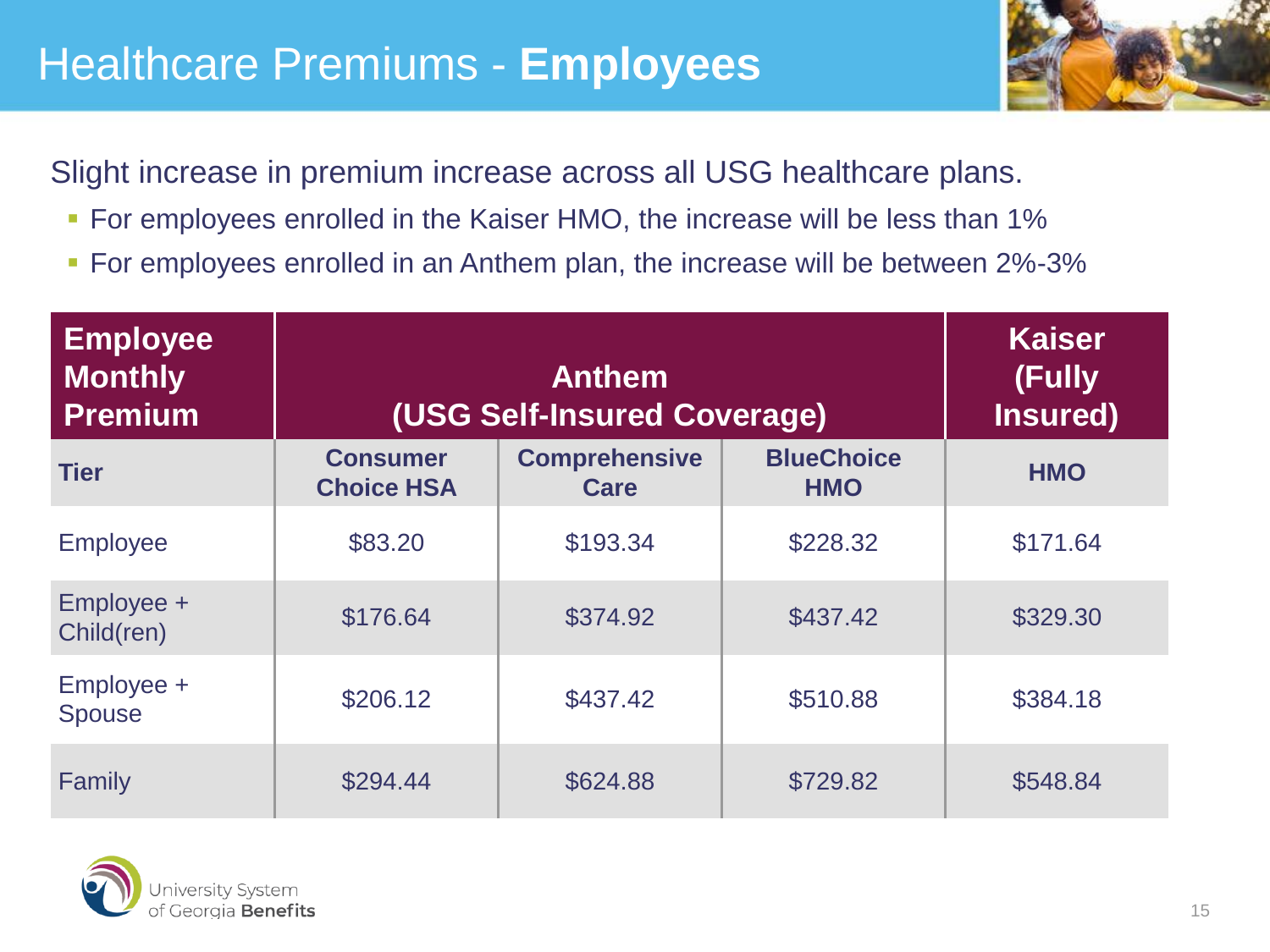# Healthcare Premiums - **Employees**

Slight increase in premium increase across all USG healthcare plans.

- For employees enrolled in the Kaiser HMO, the increase will be less than 1%
- For employees enrolled in an Anthem plan, the increase will be between 2%-3%

| Employee Monthly Premium | Anthem (USG Self-Insured Coverage) | | | Kaiser (Fully Insured) |
|---|---|---|---|---|
| **Tier** | **Consumer Choice HSA** | **Comprehensive Care** | **BlueChoice HMO** | **HMO** |
| Employee | $83.20 | $193.34 | $228.32 | $171.64 |
| Employee + Child(ren) | $176.64 | $374.92 | $437.42 | $329.30 |
| Employee + Spouse | $206.12 | $437.42 | $510.88 | $384.18 |
| Family | $294.44 | $624.88 | $729.82 | $548.84 |

University System of Georgia **Benefits**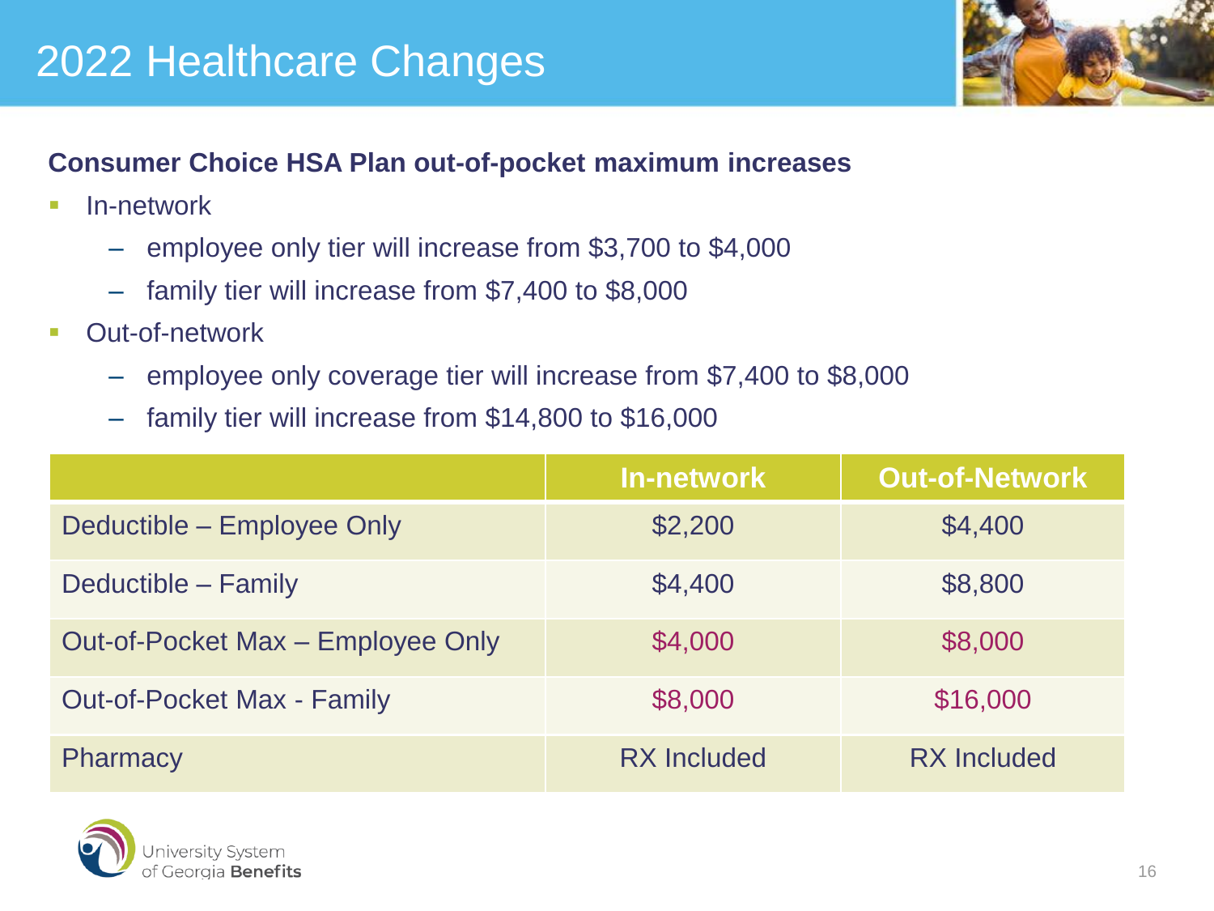# 2022 Healthcare Changes

**Consumer Choice HSA Plan out-of-pocket maximum increases**

- In-network
  - employee only tier will increase from $3,700 to $4,000
  - family tier will increase from $7,400 to $8,000
- Out-of-network
  - employee only coverage tier will increase from $7,400 to $8,000
  - family tier will increase from $14,800 to $16,000

| | In-network | Out-of-Network |
|---|---|---|
| Deductible – Employee Only | $2,200 | $4,400 |
| Deductible – Family | $4,400 | $8,800 |
| Out-of-Pocket Max – Employee Only | $4,000 | $8,000 |
| Out-of-Pocket Max - Family | $8,000 | $16,000 |
| Pharmacy | RX Included | RX Included |

University System of Georgia **Benefits**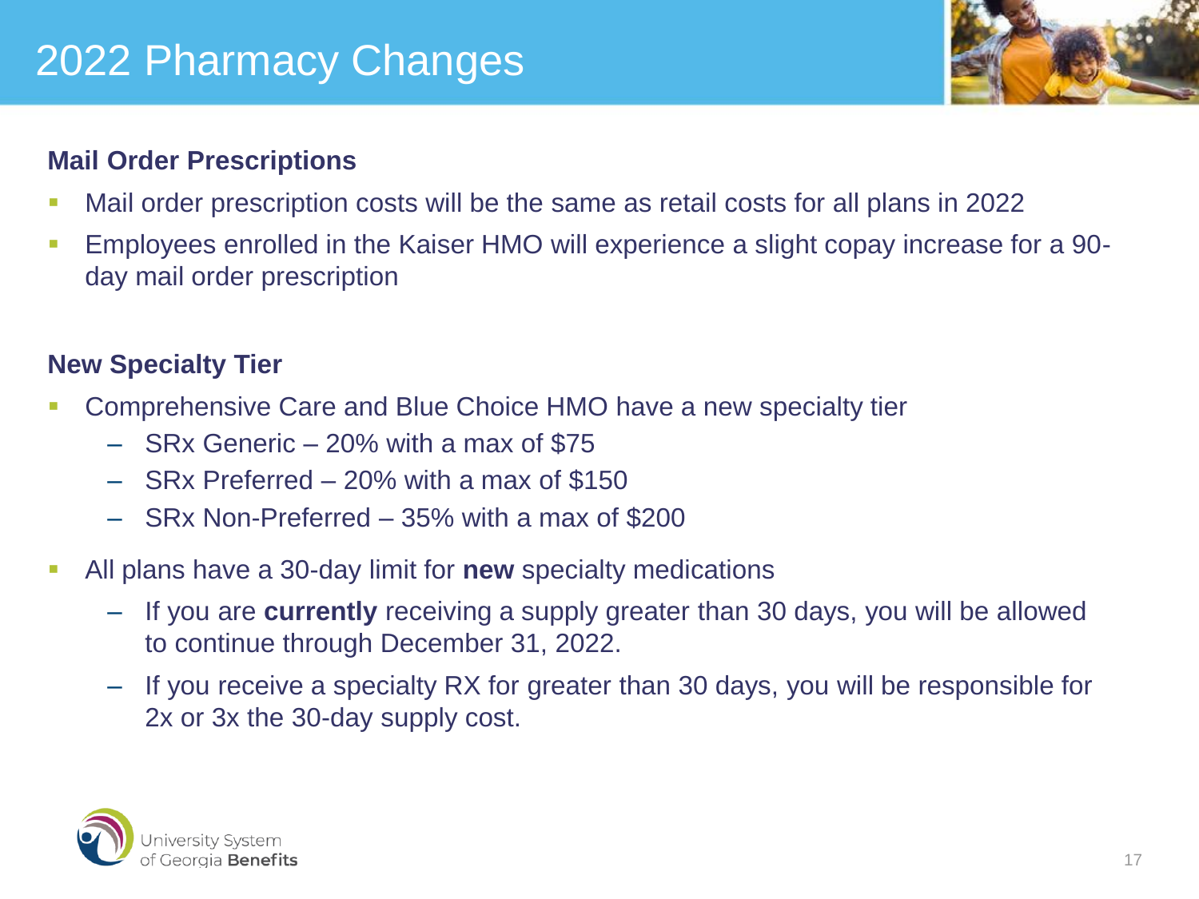# 2022 Pharmacy Changes

### Mail Order Prescriptions

- Mail order prescription costs will be the same as retail costs for all plans in 2022
- Employees enrolled in the Kaiser HMO will experience a slight copay increase for a 90-day mail order prescription

### New Specialty Tier

- Comprehensive Care and Blue Choice HMO have a new specialty tier
  - SRx Generic – 20% with a max of $75
  - SRx Preferred – 20% with a max of $150
  - SRx Non-Preferred – 35% with a max of $200
- All plans have a 30-day limit for **new** specialty medications
  - If you are **currently** receiving a supply greater than 30 days, you will be allowed to continue through December 31, 2022.
  - If you receive a specialty RX for greater than 30 days, you will be responsible for 2x or 3x the 30-day supply cost.

University System of Georgia **Benefits**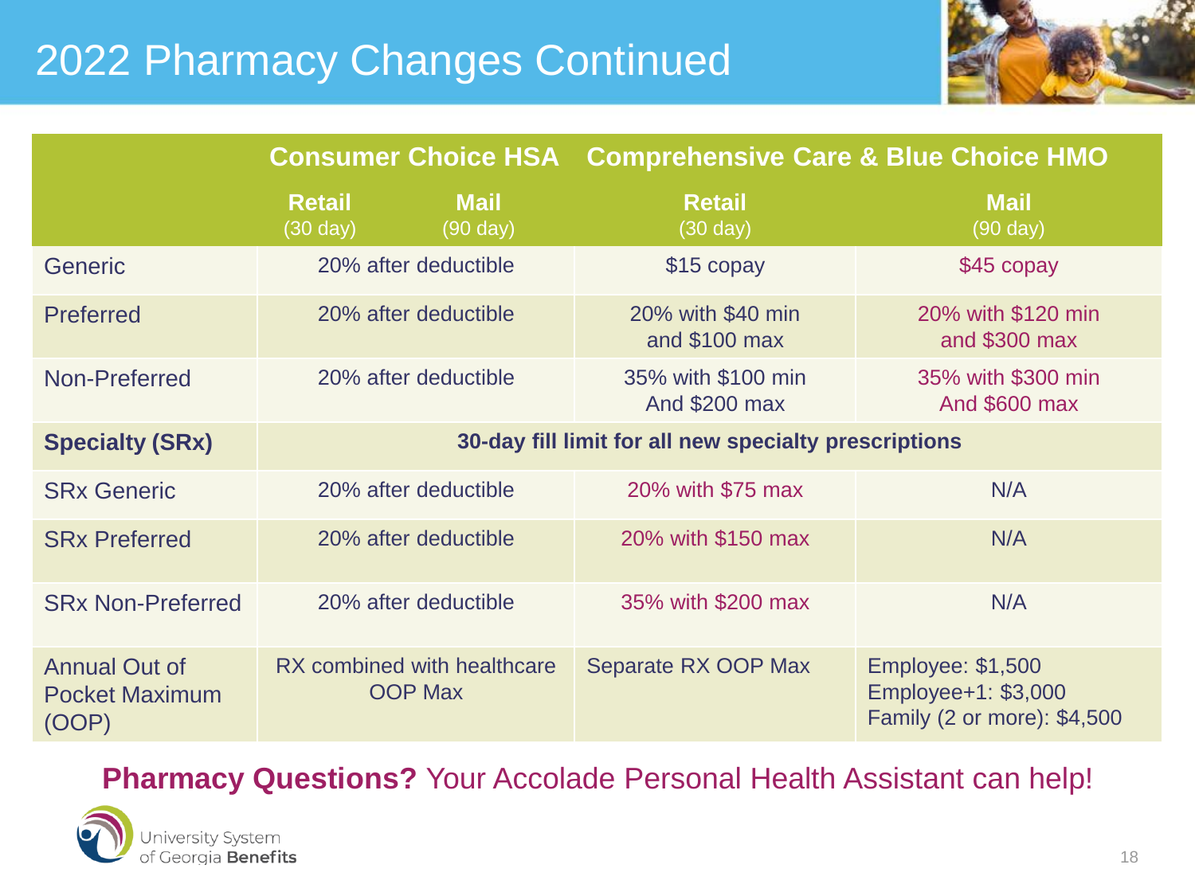# 2022 Pharmacy Changes Continued

| | Consumer Choice HSA | | Comprehensive Care & Blue Choice HMO | |
|---|---|---|---|---|
| | **Retail** (30 day) | **Mail** (90 day) | **Retail** (30 day) | **Mail** (90 day) |
| Generic | 20% after deductible | | $15 copay | $45 copay |
| Preferred | 20% after deductible | | 20% with $40 min and $100 max | 20% with $120 min and $300 max |
| Non-Preferred | 20% after deductible | | 35% with $100 min And $200 max | 35% with $300 min And $600 max |
| **Specialty (SRx)** | **30-day fill limit for all new specialty prescriptions** | | | |
| SRx Generic | 20% after deductible | | 20% with $75 max | N/A |
| SRx Preferred | 20% after deductible | | 20% with $150 max | N/A |
| SRx Non-Preferred | 20% after deductible | | 35% with $200 max | N/A |
| Annual Out of Pocket Maximum (OOP) | RX combined with healthcare OOP Max | | Separate RX OOP Max | Employee: $1,500<br>Employee+1: $3,000<br>Family (2 or more): $4,500 |

**Pharmacy Questions?** Your Accolade Personal Health Assistant can help!

University System of Georgia **Benefits**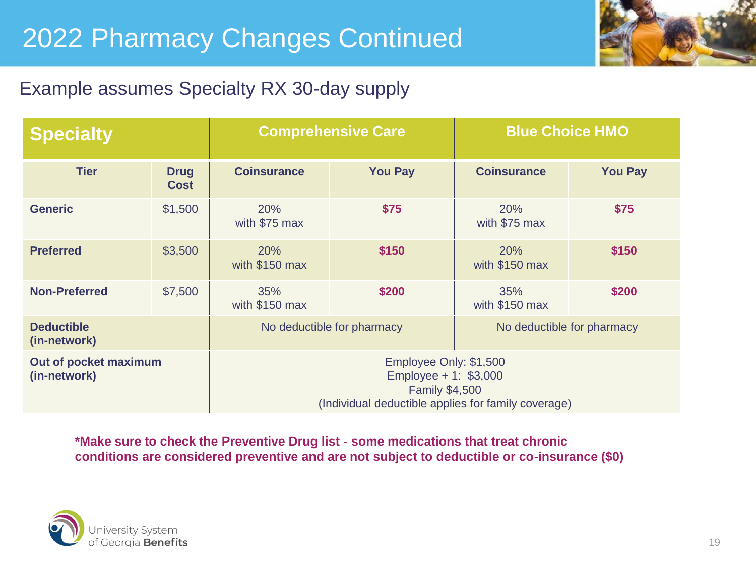# 2022 Pharmacy Changes Continued

## Example assumes Specialty RX 30-day supply

| Specialty | | Comprehensive Care | | Blue Choice HMO | |
|---|---|---|---|---|---|
| **Tier** | **Drug Cost** | **Coinsurance** | **You Pay** | **Coinsurance** | **You Pay** |
| **Generic** | $1,500 | 20% with $75 max | **$75** | 20% with $75 max | **$75** |
| **Preferred** | $3,500 | 20% with $150 max | **$150** | 20% with $150 max | **$150** |
| **Non-Preferred** | $7,500 | 35% with $150 max | **$200** | 35% with $150 max | **$200** |
| **Deductible (in-network)** | | No deductible for pharmacy | | No deductible for pharmacy | |
| **Out of pocket maximum (in-network)** | | Employee Only: $1,500<br>Employee + 1: $3,000<br>Family $4,500<br>(Individual deductible applies for family coverage) | | | |

**\*Make sure to check the Preventive Drug list - some medications that treat chronic conditions are considered preventive and are not subject to deductible or co-insurance ($0)**

University System of Georgia **Benefits**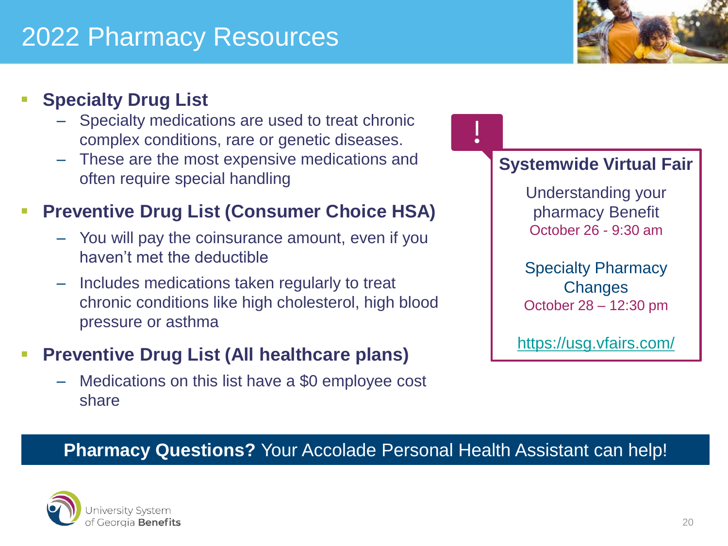# 2022 Pharmacy Resources

- **Specialty Drug List**
  - Specialty medications are used to treat chronic complex conditions, rare or genetic diseases.
  - These are the most expensive medications and often require special handling
- **Preventive Drug List (Consumer Choice HSA)**
  - You will pay the coinsurance amount, even if you haven't met the deductible
  - Includes medications taken regularly to treat chronic conditions like high cholesterol, high blood pressure or asthma
- **Preventive Drug List (All healthcare plans)**
  - Medications on this list have a $0 employee cost share

!

**Systemwide Virtual Fair**

Understanding your pharmacy Benefit
October 26 - 9:30 am

Specialty Pharmacy Changes
October 28 – 12:30 pm

https://usg.vfairs.com/

**Pharmacy Questions?** Your Accolade Personal Health Assistant can help!

University System of Georgia **Benefits**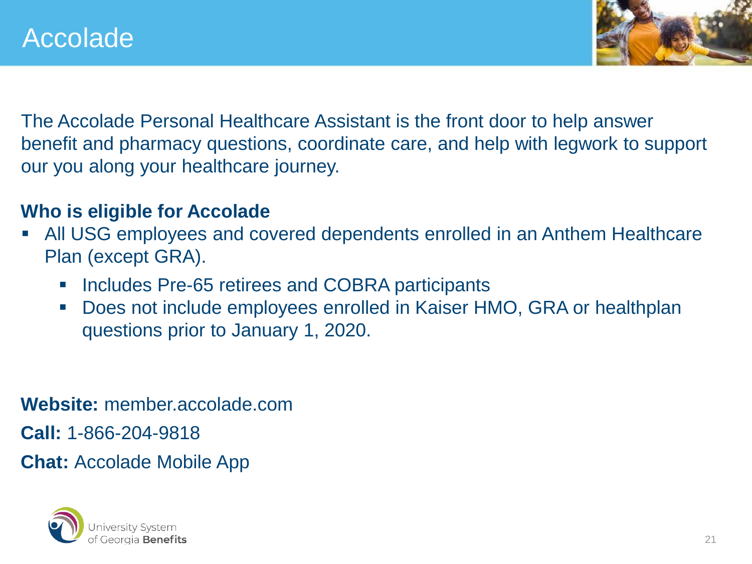# Accolade

The Accolade Personal Healthcare Assistant is the front door to help answer benefit and pharmacy questions, coordinate care, and help with legwork to support our you along your healthcare journey.

**Who is eligible for Accolade**

- All USG employees and covered dependents enrolled in an Anthem Healthcare Plan (except GRA).
  - Includes Pre-65 retirees and COBRA participants
  - Does not include employees enrolled in Kaiser HMO, GRA or healthplan questions prior to January 1, 2020.

**Website:** member.accolade.com

**Call:** 1-866-204-9818

**Chat:** Accolade Mobile App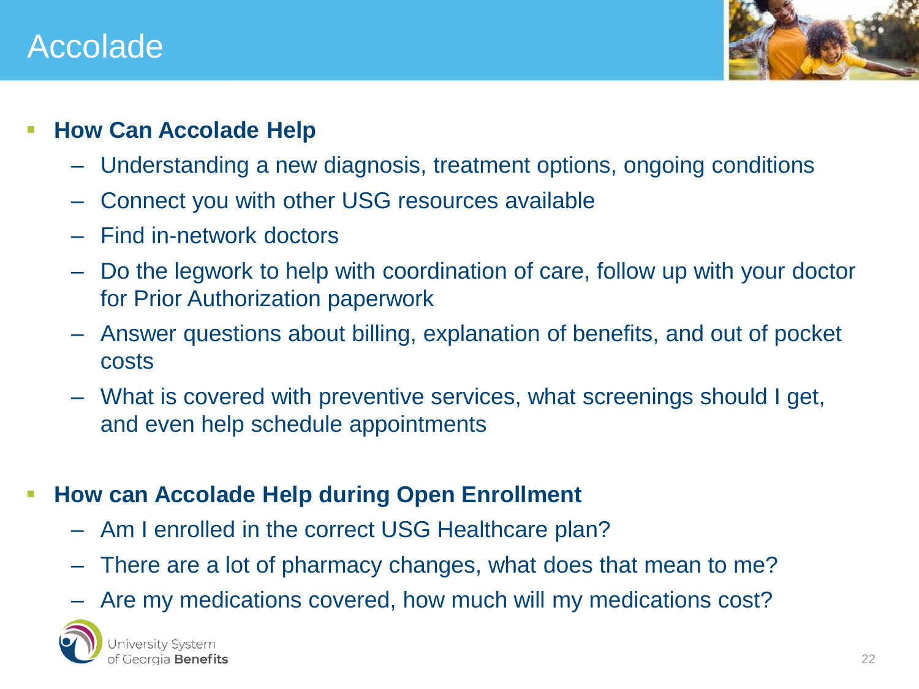# Accolade

- **How Can Accolade Help**
  - Understanding a new diagnosis, treatment options, ongoing conditions
  - Connect you with other USG resources available
  - Find in-network doctors
  - Do the legwork to help with coordination of care, follow up with your doctor for Prior Authorization paperwork
  - Answer questions about billing, explanation of benefits, and out of pocket costs
  - What is covered with preventive services, what screenings should I get, and even help schedule appointments

- **How can Accolade Help during Open Enrollment**
  - Am I enrolled in the correct USG Healthcare plan?
  - There are a lot of pharmacy changes, what does that mean to me?
  - Are my medications covered, how much will my medications cost?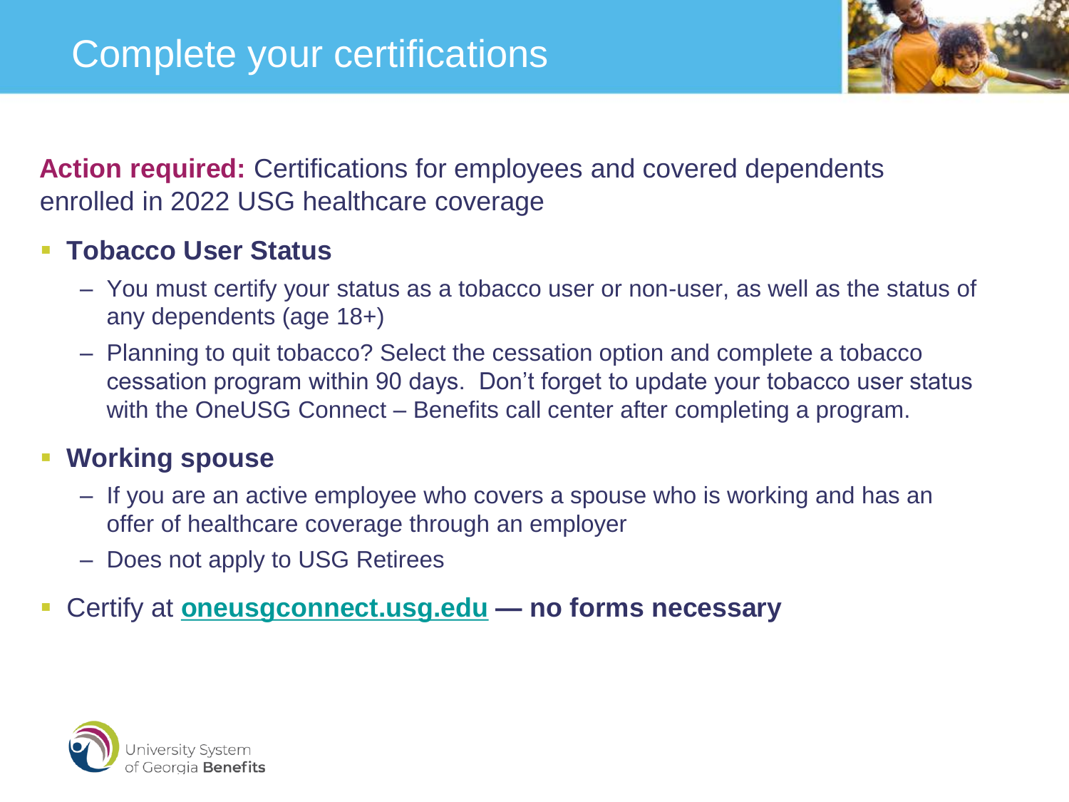# Complete your certifications

**Action required:** Certifications for employees and covered dependents enrolled in 2022 USG healthcare coverage

- **Tobacco User Status**
  - You must certify your status as a tobacco user or non-user, as well as the status of any dependents (age 18+)
  - Planning to quit tobacco? Select the cessation option and complete a tobacco cessation program within 90 days. Don't forget to update your tobacco user status with the OneUSG Connect – Benefits call center after completing a program.
- **Working spouse**
  - If you are an active employee who covers a spouse who is working and has an offer of healthcare coverage through an employer
  - Does not apply to USG Retirees
- Certify at **oneusgconnect.usg.edu — no forms necessary**

University System of Georgia **Benefits**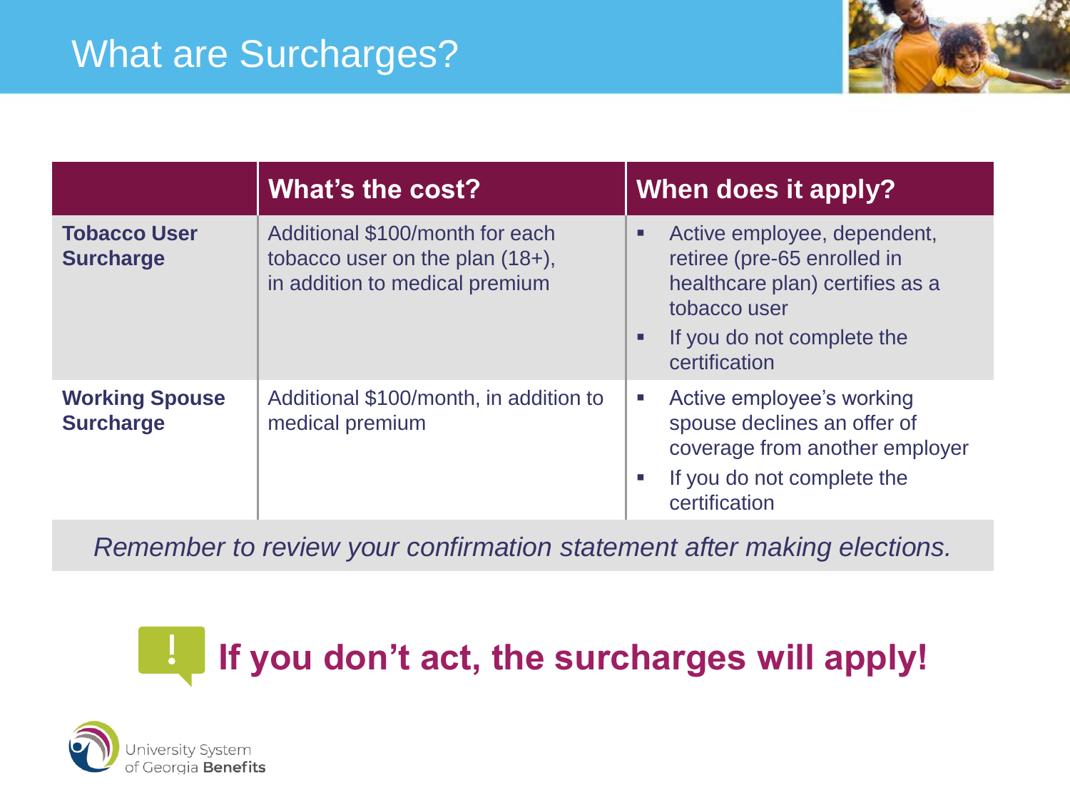# What are Surcharges?

| | What's the cost? | When does it apply? |
|---|---|---|
| **Tobacco User Surcharge** | Additional $100/month for each tobacco user on the plan (18+), in addition to medical premium | ▪ Active employee, dependent, retiree (pre-65 enrolled in healthcare plan) certifies as a tobacco user<br>▪ If you do not complete the certification |
| **Working Spouse Surcharge** | Additional $100/month, in addition to medical premium | ▪ Active employee's working spouse declines an offer of coverage from another employer<br>▪ If you do not complete the certification |

*Remember to review your confirmation statement after making elections.*

**If you don't act, the surcharges will apply!**

University System of Georgia **Benefits**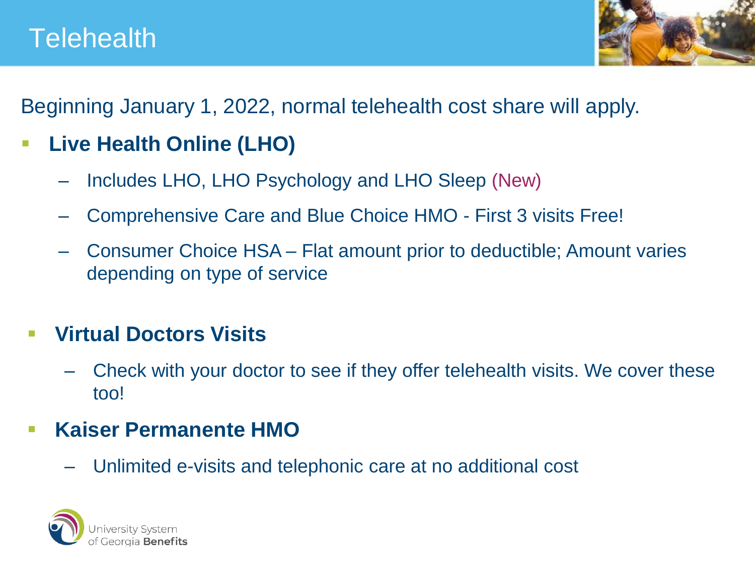# Telehealth

Beginning January 1, 2022, normal telehealth cost share will apply.

- **Live Health Online (LHO)**
  - Includes LHO, LHO Psychology and LHO Sleep (New)
  - Comprehensive Care and Blue Choice HMO - First 3 visits Free!
  - Consumer Choice HSA – Flat amount prior to deductible; Amount varies depending on type of service
- **Virtual Doctors Visits**
  - Check with your doctor to see if they offer telehealth visits. We cover these too!
- **Kaiser Permanente HMO**
  - Unlimited e-visits and telephonic care at no additional cost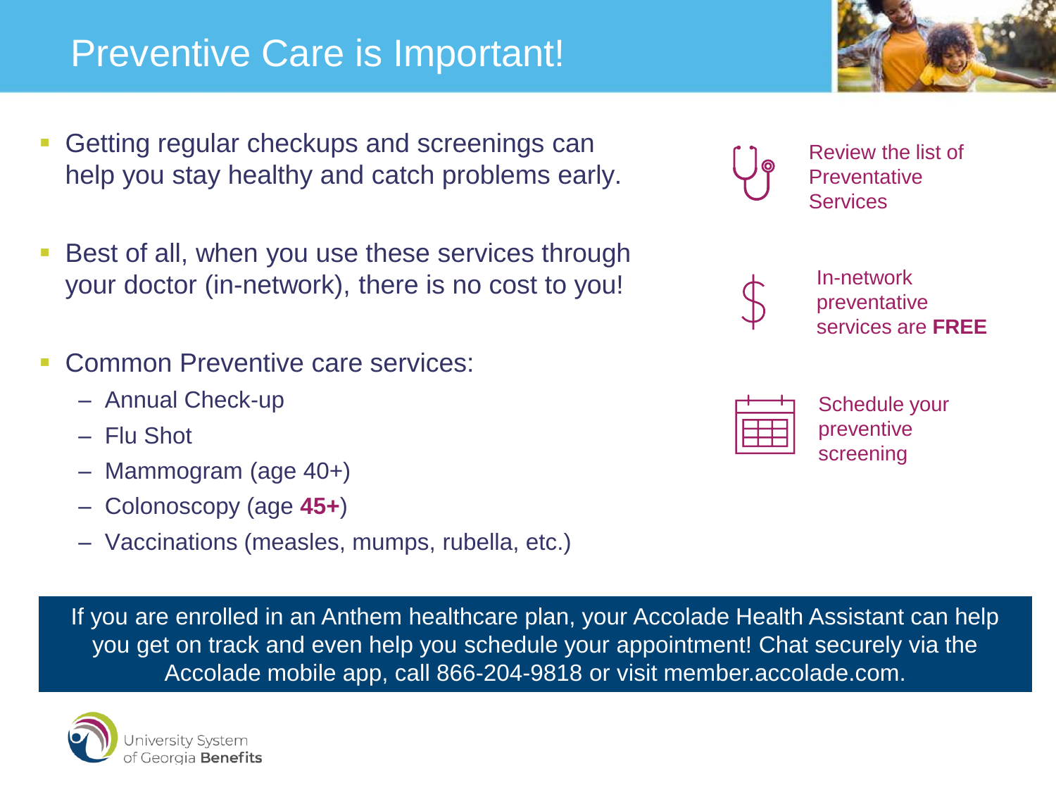# Preventive Care is Important!

- Getting regular checkups and screenings can help you stay healthy and catch problems early.
- Best of all, when you use these services through your doctor (in-network), there is no cost to you!
- Common Preventive care services:
  - Annual Check-up
  - Flu Shot
  - Mammogram (age 40+)
  - Colonoscopy (age **45+**)
  - Vaccinations (measles, mumps, rubella, etc.)

Review the list of Preventative Services

In-network preventative services are **FREE**

Schedule your preventive screening

If you are enrolled in an Anthem healthcare plan, your Accolade Health Assistant can help you get on track and even help you schedule your appointment! Chat securely via the Accolade mobile app, call 866-204-9818 or visit member.accolade.com.

University System of Georgia **Benefits**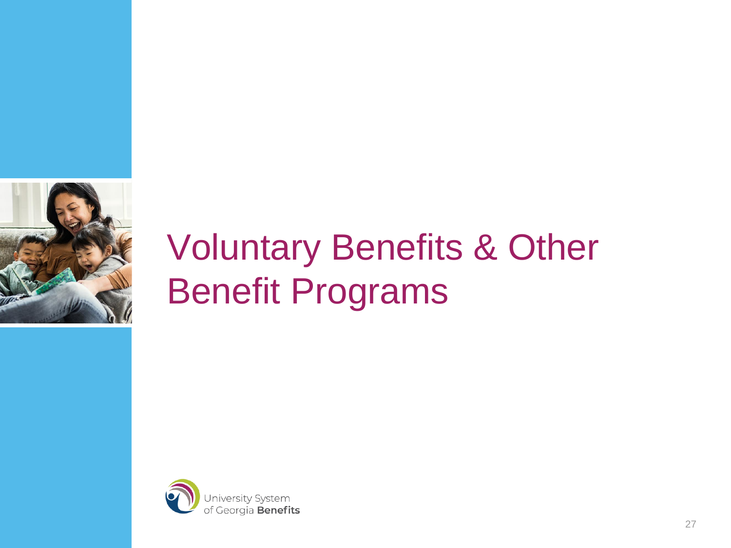# Voluntary Benefits & Other Benefit Programs

University System of Georgia **Benefits**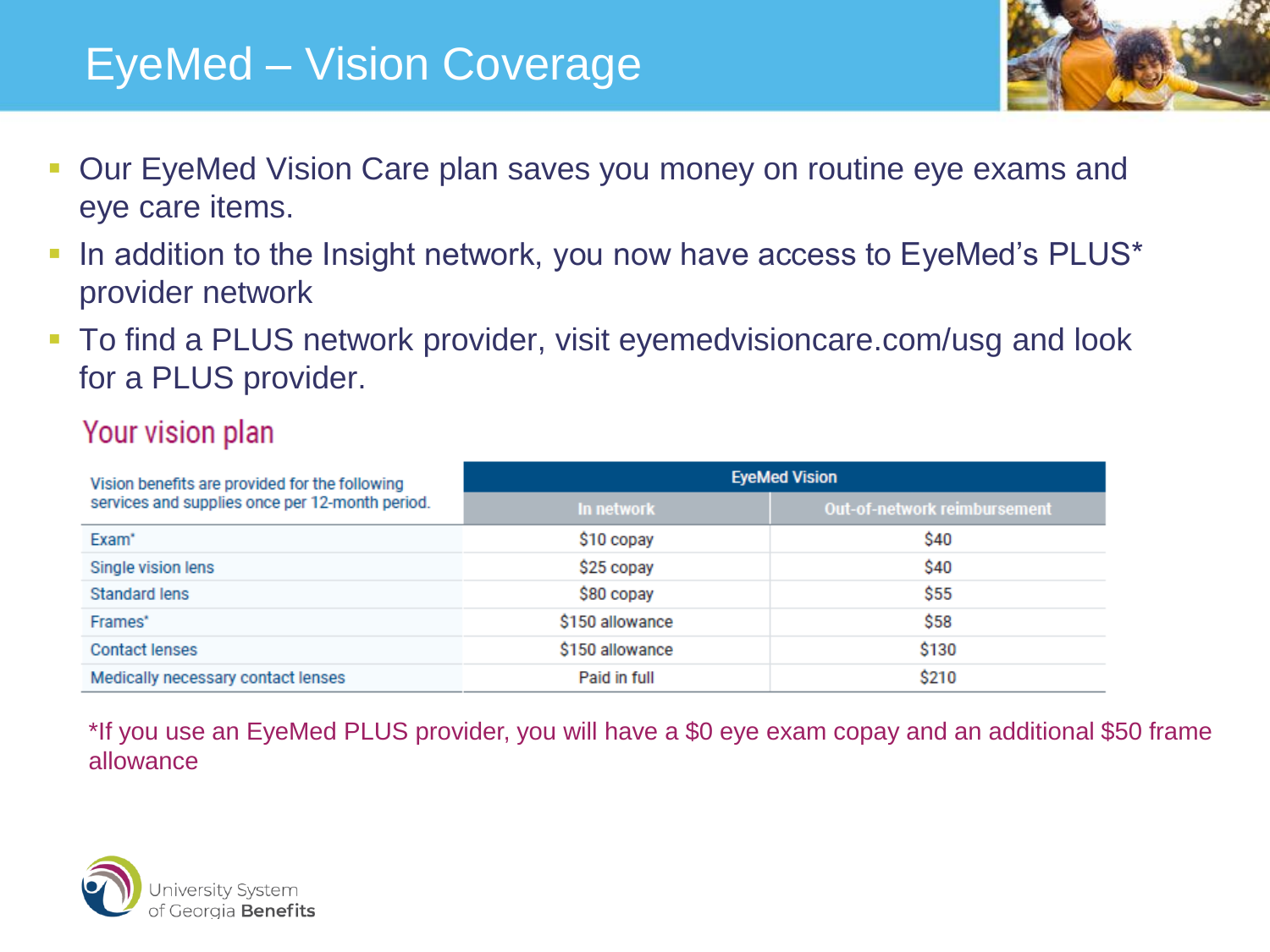# EyeMed – Vision Coverage

- Our EyeMed Vision Care plan saves you money on routine eye exams and eye care items.
- In addition to the Insight network, you now have access to EyeMed's PLUS* provider network
- To find a PLUS network provider, visit eyemedvisioncare.com/usg and look for a PLUS provider.

## Your vision plan

| Vision benefits are provided for the following services and supplies once per 12-month period. | EyeMed Vision | |
|---|---|---|
| | In network | Out-of-network reimbursement |
| Exam* | $10 copay | $40 |
| Single vision lens | $25 copay | $40 |
| Standard lens | $80 copay | $55 |
| Frames* | $150 allowance | $58 |
| Contact lenses | $150 allowance | $130 |
| Medically necessary contact lenses | Paid in full | $210 |

*If you use an EyeMed PLUS provider, you will have a $0 eye exam copay and an additional $50 frame allowance

University System of Georgia **Benefits**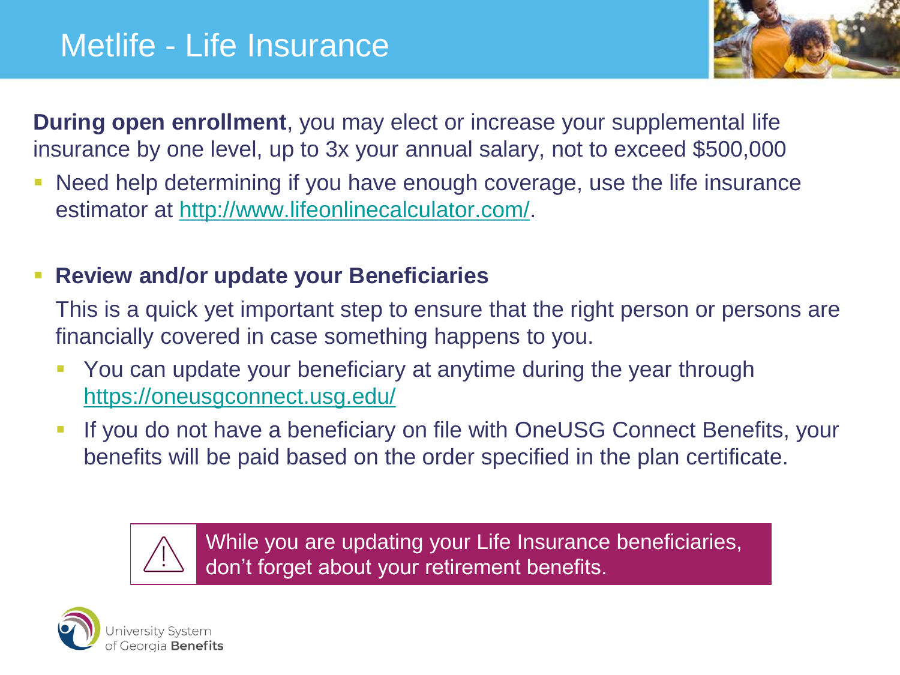# Metlife - Life Insurance

**During open enrollment**, you may elect or increase your supplemental life insurance by one level, up to 3x your annual salary, not to exceed $500,000

- Need help determining if you have enough coverage, use the life insurance estimator at http://www.lifeonlinecalculator.com/.

- **Review and/or update your Beneficiaries**

  This is a quick yet important step to ensure that the right person or persons are financially covered in case something happens to you.

  - You can update your beneficiary at anytime during the year through https://oneusgconnect.usg.edu/
  - If you do not have a beneficiary on file with OneUSG Connect Benefits, your benefits will be paid based on the order specified in the plan certificate.

> While you are updating your Life Insurance beneficiaries, don't forget about your retirement benefits.

University System of Georgia **Benefits**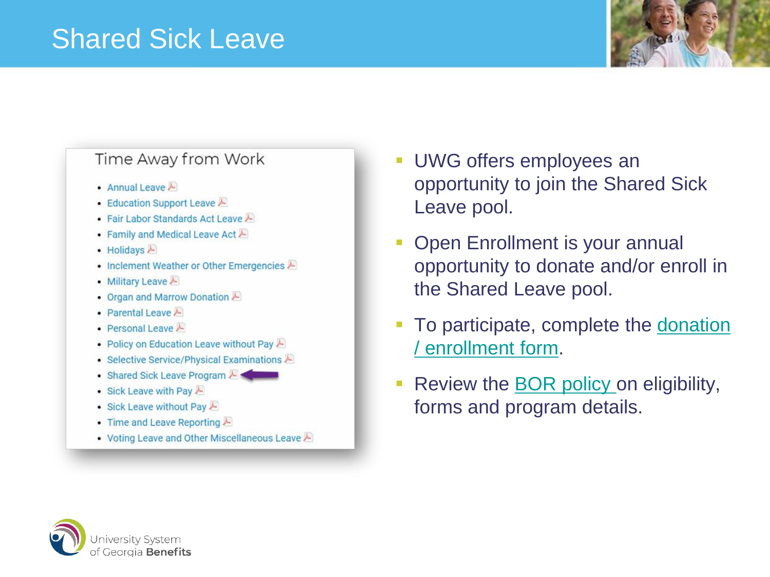# Shared Sick Leave

Time Away from Work

- Annual Leave
- Education Support Leave
- Fair Labor Standards Act Leave
- Family and Medical Leave Act
- Holidays
- Inclement Weather or Other Emergencies
- Military Leave
- Organ and Marrow Donation
- Parental Leave
- Personal Leave
- Policy on Education Leave without Pay
- Selective Service/Physical Examinations
- Shared Sick Leave Program
- Sick Leave with Pay
- Sick Leave without Pay
- Time and Leave Reporting
- Voting Leave and Other Miscellaneous Leave

- UWG offers employees an opportunity to join the Shared Sick Leave pool.
- Open Enrollment is your annual opportunity to donate and/or enroll in the Shared Leave pool.
- To participate, complete the donation / enrollment form.
- Review the BOR policy on eligibility, forms and program details.

University System of Georgia **Benefits**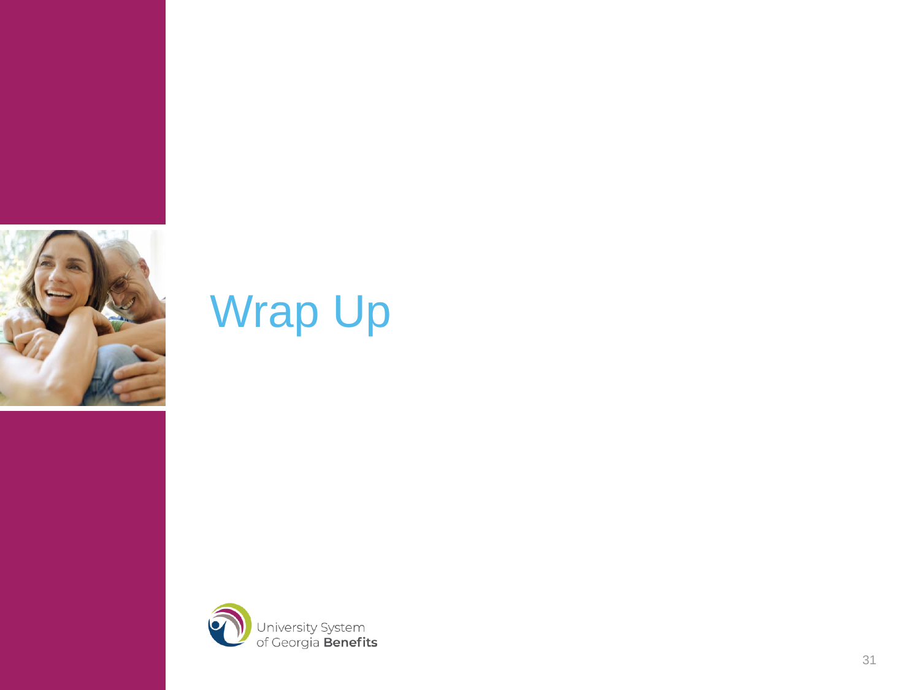# Wrap Up

University System of Georgia **Benefits**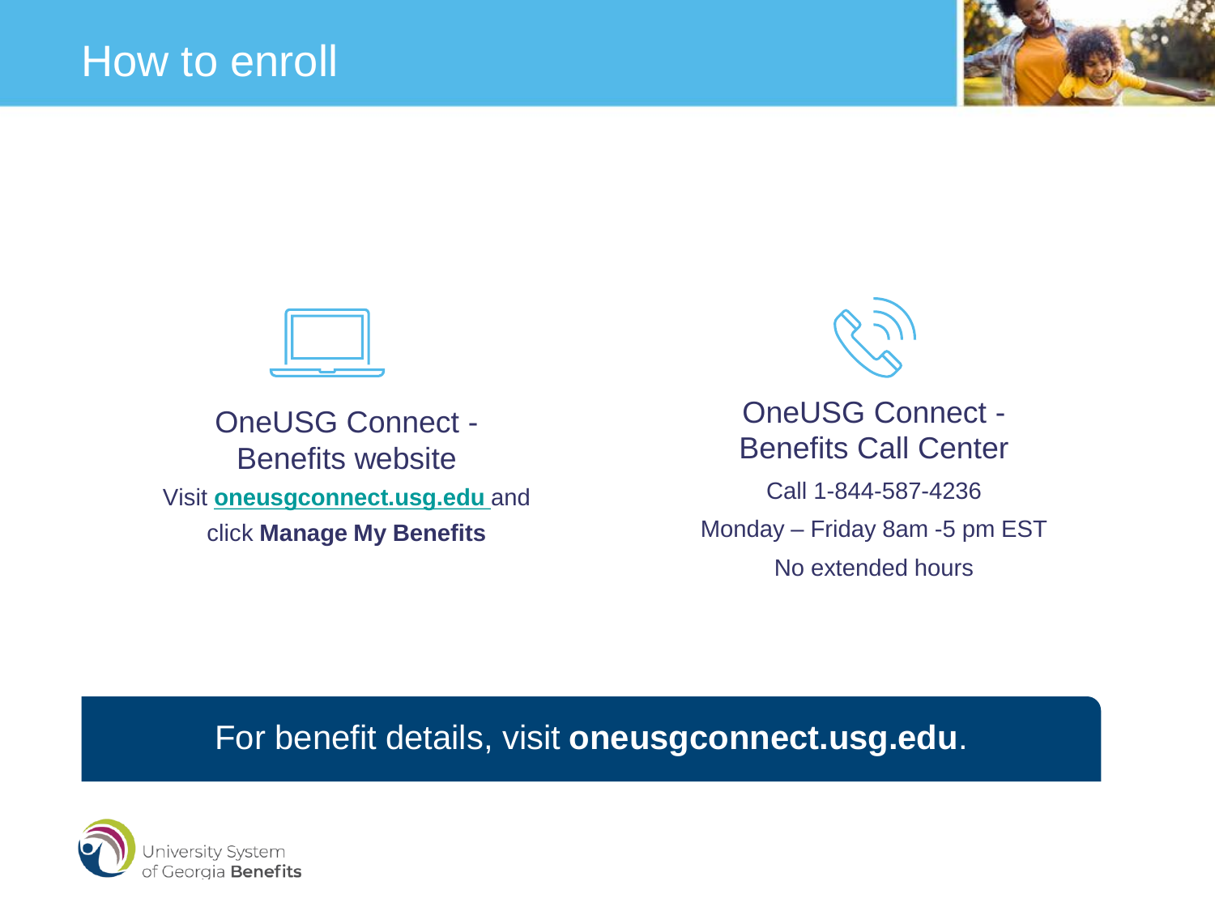# How to enroll

## OneUSG Connect - Benefits website

Visit **oneusgconnect.usg.edu** and click **Manage My Benefits**

## OneUSG Connect - Benefits Call Center

Call 1-844-587-4236

Monday – Friday 8am -5 pm EST

No extended hours

For benefit details, visit **oneusgconnect.usg.edu**.

University System of Georgia **Benefits**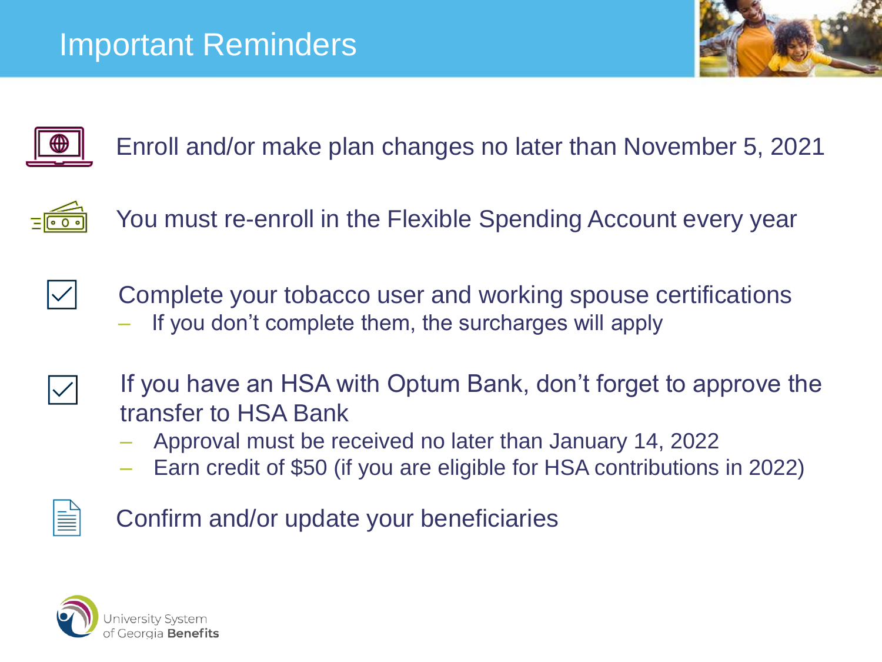# Important Reminders

- Enroll and/or make plan changes no later than November 5, 2021
- You must re-enroll in the Flexible Spending Account every year
- Complete your tobacco user and working spouse certifications
  - If you don't complete them, the surcharges will apply
- If you have an HSA with Optum Bank, don't forget to approve the transfer to HSA Bank
  - Approval must be received no later than January 14, 2022
  - Earn credit of $50 (if you are eligible for HSA contributions in 2022)
- Confirm and/or update your beneficiaries

University System of Georgia **Benefits**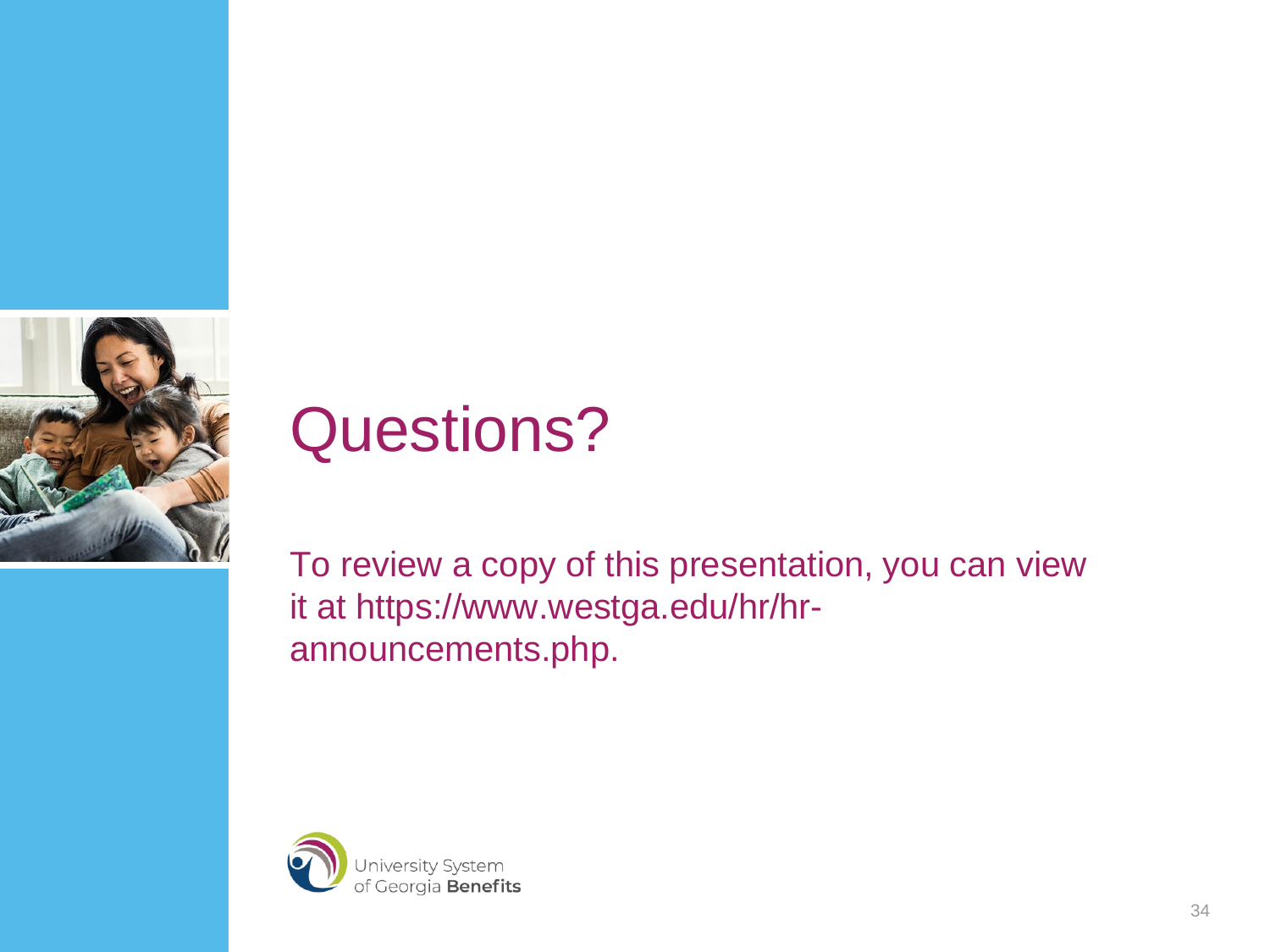# Questions?

To review a copy of this presentation, you can view it at https://www.westga.edu/hr/hr-announcements.php.

University System of Georgia **Benefits**